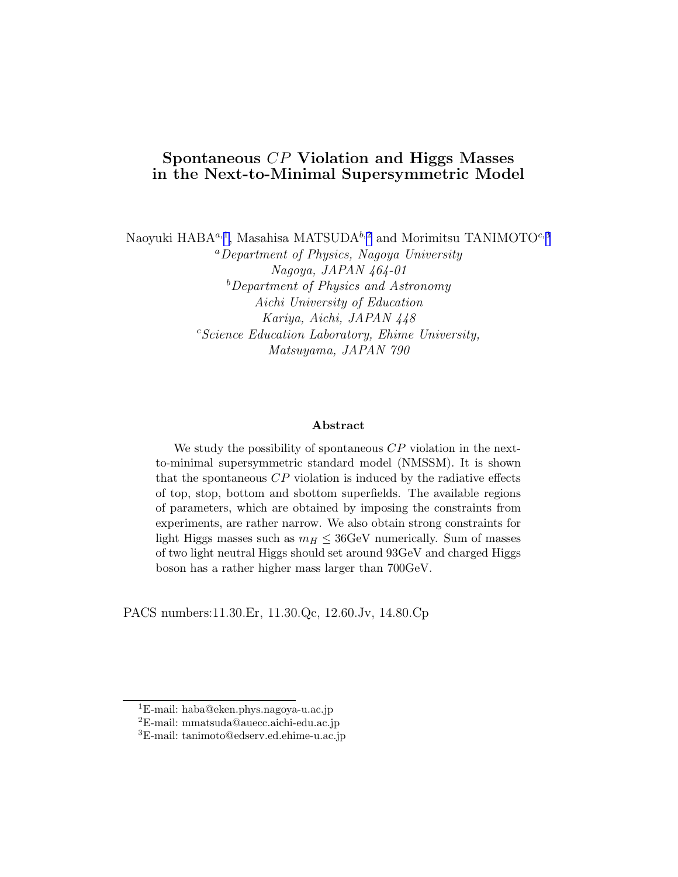# Spontaneous $CP$ Violation and Higgs Masses in the Next-to-Minimal Supersymmetric Model

Naoyuki HABA[a,1], Masahisa MATSUDA[b,2] and Morimitsu TANIMOTO[c,3]

[a] *Department of Physics, Nagoya University*
*Nagoya, JAPAN 464-01*

[b] *Department of Physics and Astronomy*
*Aichi University of Education*
*Kariya, Aichi, JAPAN 448*

[c] *Science Education Laboratory, Ehime University,*
*Matsuyama, JAPAN 790*

### Abstract

We study the possibility of spontaneous $CP$ violation in the next-to-minimal supersymmetric standard model (NMSSM). It is shown that the spontaneous $CP$ violation is induced by the radiative effects of top, stop, bottom and sbottom superfields. The available regions of parameters, which are obtained by imposing the constraints from experiments, are rather narrow. We also obtain strong constraints for light Higgs masses such as $m_H \leq 36$GeV numerically. Sum of masses of two light neutral Higgs should set around 93GeV and charged Higgs boson has a rather higher mass larger than 700GeV.

PACS numbers:11.30.Er, 11.30.Qc, 12.60.Jv, 14.80.Cp

---

[1] E-mail: haba@eken.phys.nagoya-u.ac.jp

[2] E-mail: mmatsuda@auecc.aichi-edu.ac.jp

[3] E-mail: tanimoto@edserv.ed.ehime-u.ac.jp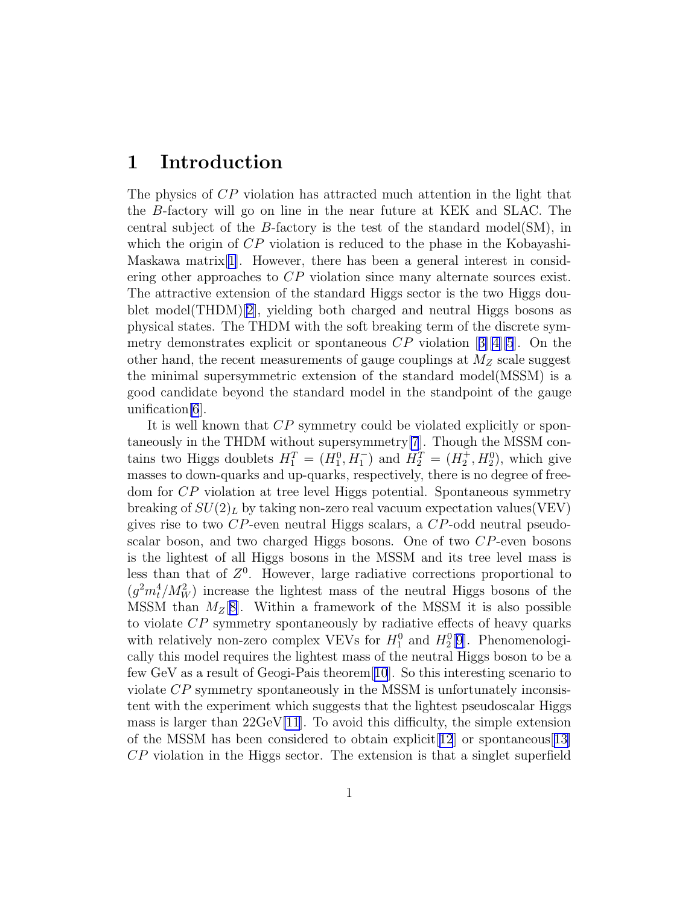# 1 Introduction

The physics of $CP$ violation has attracted much attention in the light that the $B$-factory will go on line in the near future at KEK and SLAC. The central subject of the $B$-factory is the test of the standard model(SM), in which the origin of $CP$ violation is reduced to the phase in the Kobayashi-Maskawa matrix[1]. However, there has been a general interest in considering other approaches to $CP$ violation since many alternate sources exist. The attractive extension of the standard Higgs sector is the two Higgs doublet model(THDM)[2], yielding both charged and neutral Higgs bosons as physical states. The THDM with the soft breaking term of the discrete symmetry demonstrates explicit or spontaneous $CP$ violation [3][4][5]. On the other hand, the recent measurements of gauge couplings at $M_Z$ scale suggest the minimal supersymmetric extension of the standard model(MSSM) is a good candidate beyond the standard model in the standpoint of the gauge unification[6].

It is well known that $CP$ symmetry could be violated explicitly or spontaneously in the THDM without supersymmetry[7]. Though the MSSM contains two Higgs doublets $H_1^T = (H_1^0, H_1^-)$ and $H_2^T = (H_2^+, H_2^0)$, which give masses to down-quarks and up-quarks, respectively, there is no degree of freedom for $CP$ violation at tree level Higgs potential. Spontaneous symmetry breaking of $SU(2)_L$ by taking non-zero real vacuum expectation values(VEV) gives rise to two $CP$-even neutral Higgs scalars, a $CP$-odd neutral pseudoscalar boson, and two charged Higgs bosons. One of two $CP$-even bosons is the lightest of all Higgs bosons in the MSSM and its tree level mass is less than that of $Z^0$. However, large radiative corrections proportional to $(g^2 m_t^4/M_W^2)$ increase the lightest mass of the neutral Higgs bosons of the MSSM than $M_Z$[8]. Within a framework of the MSSM it is also possible to violate $CP$ symmetry spontaneously by radiative effects of heavy quarks with relatively non-zero complex VEVs for $H_1^0$ and $H_2^0$[9]. Phenomenologically this model requires the lightest mass of the neutral Higgs boson to be a few GeV as a result of Geogi-Pais theorem[10]. So this interesting scenario to violate $CP$ symmetry spontaneously in the MSSM is unfortunately inconsistent with the experiment which suggests that the lightest pseudoscalar Higgs mass is larger than 22GeV[11]. To avoid this difficulty, the simple extension of the MSSM has been considered to obtain explicit[12] or spontaneous[13] $CP$ violation in the Higgs sector. The extension is that a singlet superfield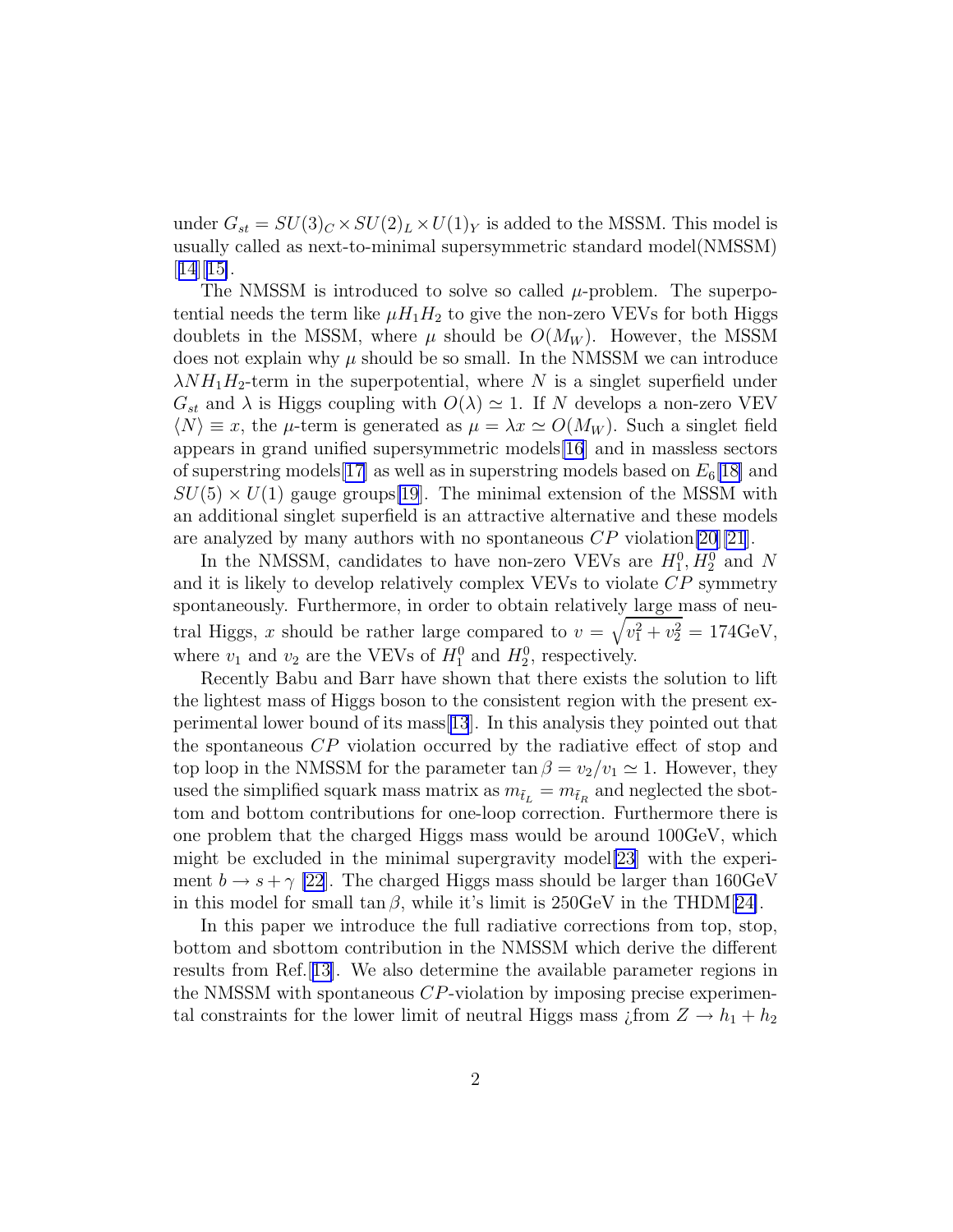under $G_{st} = SU(3)_C \times SU(2)_L \times U(1)_Y$ is added to the MSSM. This model is usually called as next-to-minimal supersymmetric standard model(NMSSM) [14][15].

The NMSSM is introduced to solve so called $\mu$-problem. The superpotential needs the term like $\mu H_1 H_2$ to give the non-zero VEVs for both Higgs doublets in the MSSM, where $\mu$ should be $O(M_W)$. However, the MSSM does not explain why $\mu$ should be so small. In the NMSSM we can introduce $\lambda N H_1 H_2$-term in the superpotential, where $N$ is a singlet superfield under $G_{st}$ and $\lambda$ is Higgs coupling with $O(\lambda) \simeq 1$. If $N$ develops a non-zero VEV $\langle N \rangle \equiv x$, the $\mu$-term is generated as $\mu = \lambda x \simeq O(M_W)$. Such a singlet field appears in grand unified supersymmetric models[16] and in massless sectors of superstring models[17] as well as in superstring models based on $E_6$[18] and $SU(5) \times U(1)$ gauge groups[19]. The minimal extension of the MSSM with an additional singlet superfield is an attractive alternative and these models are analyzed by many authors with no spontaneous $CP$ violation[20][21].

In the NMSSM, candidates to have non-zero VEVs are $H_1^0, H_2^0$ and $N$ and it is likely to develop relatively complex VEVs to violate $CP$ symmetry spontaneously. Furthermore, in order to obtain relatively large mass of neutral Higgs, $x$ should be rather large compared to $v = \sqrt{v_1^2 + v_2^2} = 174$GeV, where $v_1$ and $v_2$ are the VEVs of $H_1^0$ and $H_2^0$, respectively.

Recently Babu and Barr have shown that there exists the solution to lift the lightest mass of Higgs boson to the consistent region with the present experimental lower bound of its mass[13]. In this analysis they pointed out that the spontaneous $CP$ violation occurred by the radiative effect of stop and top loop in the NMSSM for the parameter $\tan\beta = v_2/v_1 \simeq 1$. However, they used the simplified squark mass matrix as $m_{\tilde{t}_L} = m_{\tilde{t}_R}$ and neglected the sbottom and bottom contributions for one-loop correction. Furthermore there is one problem that the charged Higgs mass would be around 100GeV, which might be excluded in the minimal supergravity model[23] with the experiment $b \to s + \gamma$ [22]. The charged Higgs mass should be larger than 160GeV in this model for small $\tan\beta$, while it's limit is 250GeV in the THDM[24].

In this paper we introduce the full radiative corrections from top, stop, bottom and sbottom contribution in the NMSSM which derive the different results from Ref.[13]. We also determine the available parameter regions in the NMSSM with spontaneous $CP$-violation by imposing precise experimental constraints for the lower limit of neutral Higgs mass ¿from $Z \to h_1 + h_2$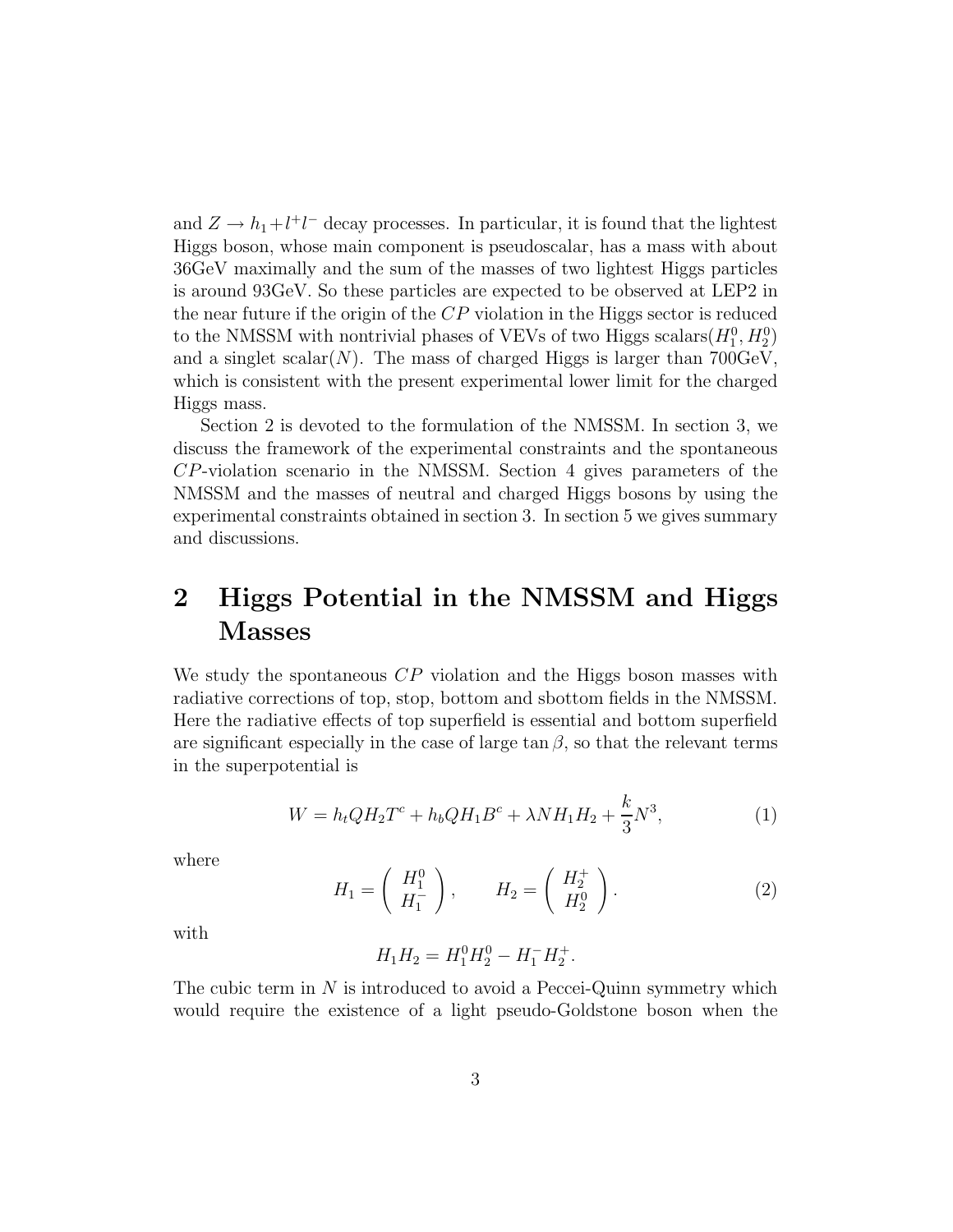and $Z \to h_1 + l^+ l^-$ decay processes. In particular, it is found that the lightest Higgs boson, whose main component is pseudoscalar, has a mass with about 36GeV maximally and the sum of the masses of two lightest Higgs particles is around 93GeV. So these particles are expected to be observed at LEP2 in the near future if the origin of the $CP$ violation in the Higgs sector is reduced to the NMSSM with nontrivial phases of VEVs of two Higgs scalars($H_1^0, H_2^0$) and a singlet scalar($N$). The mass of charged Higgs is larger than 700GeV, which is consistent with the present experimental lower limit for the charged Higgs mass.

Section 2 is devoted to the formulation of the NMSSM. In section 3, we discuss the framework of the experimental constraints and the spontaneous $CP$-violation scenario in the NMSSM. Section 4 gives parameters of the NMSSM and the masses of neutral and charged Higgs bosons by using the experimental constraints obtained in section 3. In section 5 we gives summary and discussions.

# 2 Higgs Potential in the NMSSM and Higgs Masses

We study the spontaneous $CP$ violation and the Higgs boson masses with radiative corrections of top, stop, bottom and sbottom fields in the NMSSM. Here the radiative effects of top superfield is essential and bottom superfield are significant especially in the case of large $\tan\beta$, so that the relevant terms in the superpotential is

$$W = h_t Q H_2 T^c + h_b Q H_1 B^c + \lambda N H_1 H_2 + \frac{k}{3} N^3, \tag{1}$$

where

$$H_1 = \begin{pmatrix} H_1^0 \\ H_1^- \end{pmatrix}, \qquad H_2 = \begin{pmatrix} H_2^+ \\ H_2^0 \end{pmatrix}. \tag{2}$$

with

$$H_1 H_2 = H_1^0 H_2^0 - H_1^- H_2^+.$$

The cubic term in $N$ is introduced to avoid a Peccei-Quinn symmetry which would require the existence of a light pseudo-Goldstone boson when the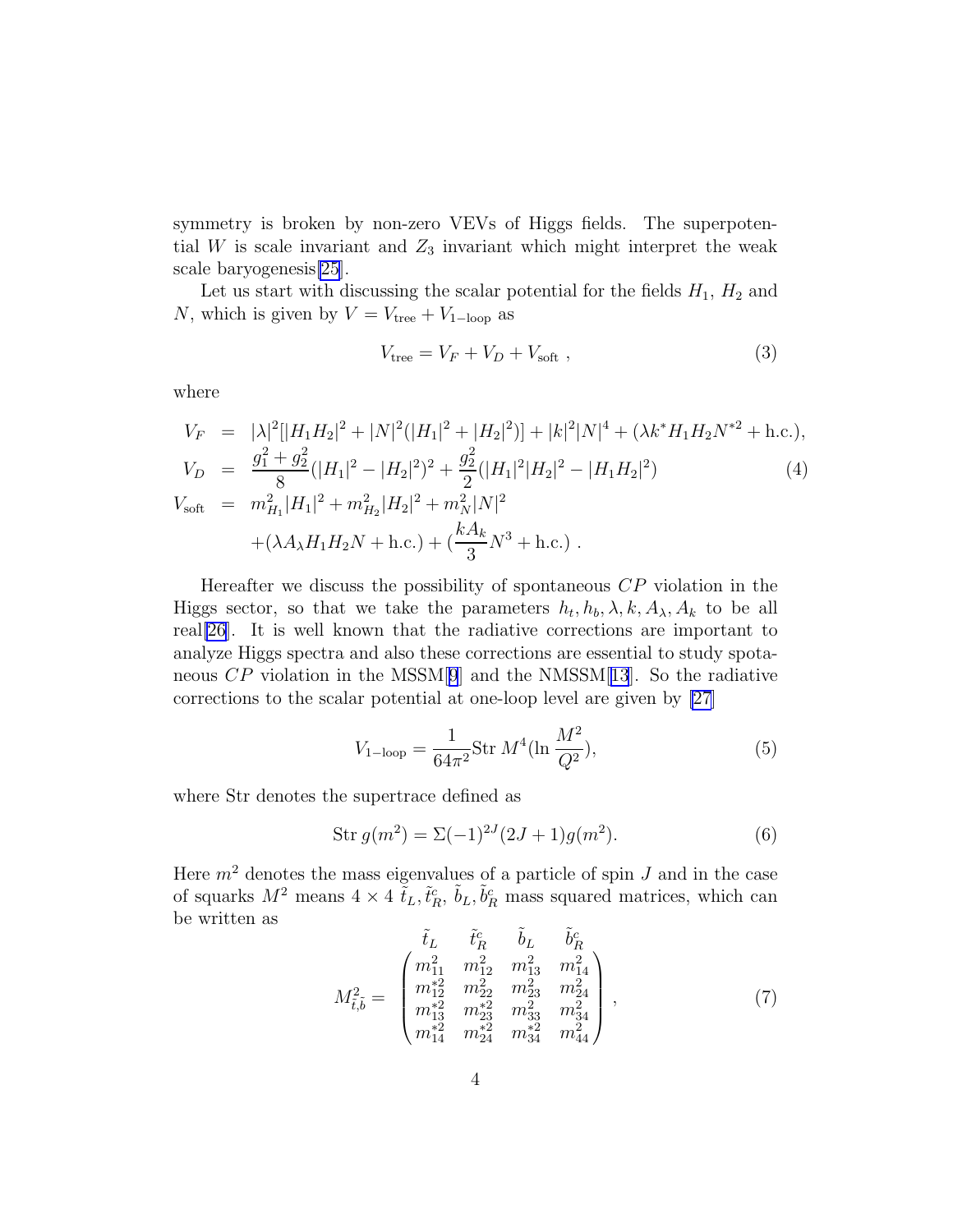symmetry is broken by non-zero VEVs of Higgs fields. The superpotential $W$ is scale invariant and $Z_3$ invariant which might interpret the weak scale baryogenesis[25].

Let us start with discussing the scalar potential for the fields $H_1$, $H_2$ and $N$, which is given by $V = V_{\rm tree} + V_{1-{\rm loop}}$ as

$$V_{\rm tree} = V_F + V_D + V_{\rm soft} \; , \tag{3}$$

where

$$\begin{aligned}
V_F &= |\lambda|^2[|H_1H_2|^2 + |N|^2(|H_1|^2 + |H_2|^2)] + |k|^2|N|^4 + (\lambda k^* H_1 H_2 N^{*2} + {\rm h.c.}), \\
V_D &= \frac{g_1^2 + g_2^2}{8}(|H_1|^2 - |H_2|^2)^2 + \frac{g_2^2}{2}(|H_1|^2|H_2|^2 - |H_1H_2|^2) \\
V_{\rm soft} &= m_{H_1}^2|H_1|^2 + m_{H_2}^2|H_2|^2 + m_N^2|N|^2 \\
&\quad + (\lambda A_\lambda H_1 H_2 N + {\rm h.c.}) + (\frac{kA_k}{3}N^3 + {\rm h.c.}) \; .
\end{aligned} \tag{4}$$

Hereafter we discuss the possibility of spontaneous $CP$ violation in the Higgs sector, so that we take the parameters $h_t, h_b, \lambda, k, A_\lambda, A_k$ to be all real[26]. It is well known that the radiative corrections are important to analyze Higgs spectra and also these corrections are essential to study spotaneous $CP$ violation in the MSSM[9] and the NMSSM[13]. So the radiative corrections to the scalar potential at one-loop level are given by [27]

$$V_{1-{\rm loop}} = \frac{1}{64\pi^2}{\rm Str}\, M^4(\ln\frac{M^2}{Q^2}), \tag{5}$$

where Str denotes the supertrace defined as

$${\rm Str}\, g(m^2) = \Sigma(-1)^{2J}(2J+1)g(m^2). \tag{6}$$

Here $m^2$ denotes the mass eigenvalues of a particle of spin $J$ and in the case of squarks $M^2$ means $4 \times 4$ $\tilde{t}_L, \tilde{t}_R^c, \tilde{b}_L, \tilde{b}_R^c$ mass squared matrices, which can be written as

$$M_{\tilde{t},\tilde{b}}^2 = \begin{array}{c} \begin{array}{cccc} \tilde{t}_L & \tilde{t}_R^c & \tilde{b}_L & \tilde{b}_R^c \end{array} \\ \begin{pmatrix} m_{11}^2 & m_{12}^2 & m_{13}^2 & m_{14}^2 \\ m_{12}^{*2} & m_{22}^2 & m_{23}^2 & m_{24}^2 \\ m_{13}^{*2} & m_{23}^{*2} & m_{33}^2 & m_{34}^2 \\ m_{14}^{*2} & m_{24}^{*2} & m_{34}^{*2} & m_{44}^2 \end{pmatrix} \end{array} , \tag{7}$$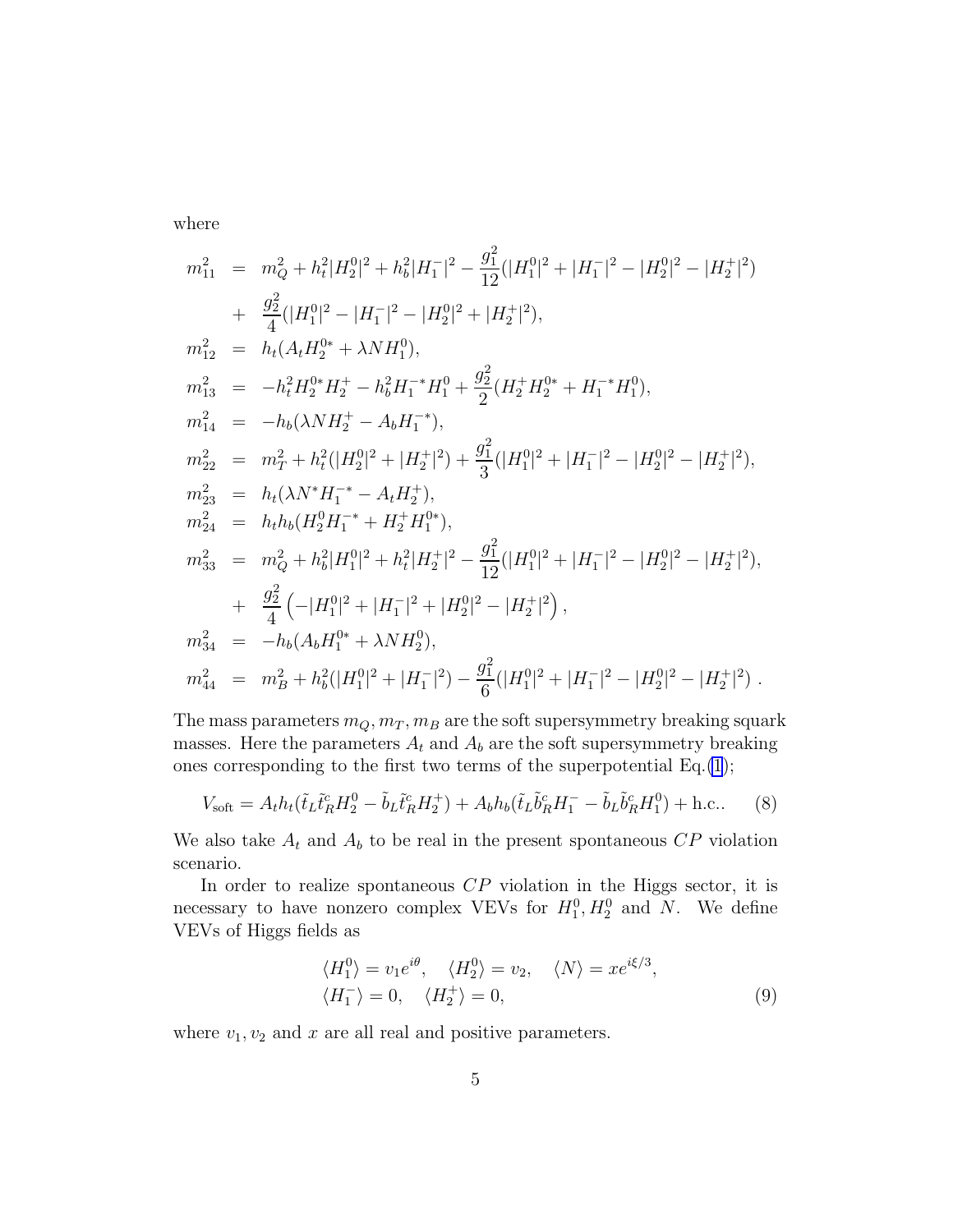where

$$
\begin{aligned}
m_{11}^2 &= m_Q^2 + h_t^2|H_2^0|^2 + h_b^2|H_1^-|^2 - \frac{g_1^2}{12}(|H_1^0|^2 + |H_1^-|^2 - |H_2^0|^2 - |H_2^+|^2) \\
&+ \frac{g_2^2}{4}(|H_1^0|^2 - |H_1^-|^2 - |H_2^0|^2 + |H_2^+|^2), \\
m_{12}^2 &= h_t(A_t H_2^{0*} + \lambda N H_1^0), \\
m_{13}^2 &= -h_t^2 H_2^{0*} H_2^+ - h_b^2 H_1^{-*} H_1^0 + \frac{g_2^2}{2}(H_2^+ H_2^{0*} + H_1^{-*} H_1^0), \\
m_{14}^2 &= -h_b(\lambda N H_2^+ - A_b H_1^{-*}), \\
m_{22}^2 &= m_T^2 + h_t^2(|H_2^0|^2 + |H_2^+|^2) + \frac{g_1^2}{3}(|H_1^0|^2 + |H_1^-|^2 - |H_2^0|^2 - |H_2^+|^2), \\
m_{23}^2 &= h_t(\lambda N^* H_1^{-*} - A_t H_2^+), \\
m_{24}^2 &= h_t h_b(H_2^0 H_1^{-*} + H_2^+ H_1^{0*}), \\
m_{33}^2 &= m_Q^2 + h_b^2|H_1^0|^2 + h_t^2|H_2^+|^2 - \frac{g_1^2}{12}(|H_1^0|^2 + |H_1^-|^2 - |H_2^0|^2 - |H_2^+|^2), \\
&+ \frac{g_2^2}{4}\left(-|H_1^0|^2 + |H_1^-|^2 + |H_2^0|^2 - |H_2^+|^2\right), \\
m_{34}^2 &= -h_b(A_b H_1^{0*} + \lambda N H_2^0), \\
m_{44}^2 &= m_B^2 + h_b^2(|H_1^0|^2 + |H_1^-|^2) - \frac{g_1^2}{6}(|H_1^0|^2 + |H_1^-|^2 - |H_2^0|^2 - |H_2^+|^2) \ .
\end{aligned}
$$

The mass parameters $m_Q, m_T, m_B$ are the soft supersymmetry breaking squark masses. Here the parameters $A_t$ and $A_b$ are the soft supersymmetry breaking ones corresponding to the first two terms of the superpotential Eq.(1);

$$
V_{\rm soft} = A_t h_t(\tilde{t}_L \tilde{t}_R^c H_2^0 - \tilde{b}_L \tilde{t}_R^c H_2^+) + A_b h_b(\tilde{t}_L \tilde{b}_R^c H_1^- - \tilde{b}_L \tilde{b}_R^c H_1^0) + \text{h.c.}. \quad (8)
$$

We also take $A_t$ and $A_b$ to be real in the present spontaneous $CP$ violation scenario.

In order to realize spontaneous $CP$ violation in the Higgs sector, it is necessary to have nonzero complex VEVs for $H_1^0, H_2^0$ and $N$. We define VEVs of Higgs fields as

$$
\begin{aligned}
&\langle H_1^0 \rangle = v_1 e^{i\theta}, \quad \langle H_2^0 \rangle = v_2, \quad \langle N \rangle = x e^{i\xi/3}, \\
&\langle H_1^- \rangle = 0, \quad \langle H_2^+ \rangle = 0,
\end{aligned} \quad (9)
$$

where $v_1, v_2$ and $x$ are all real and positive parameters.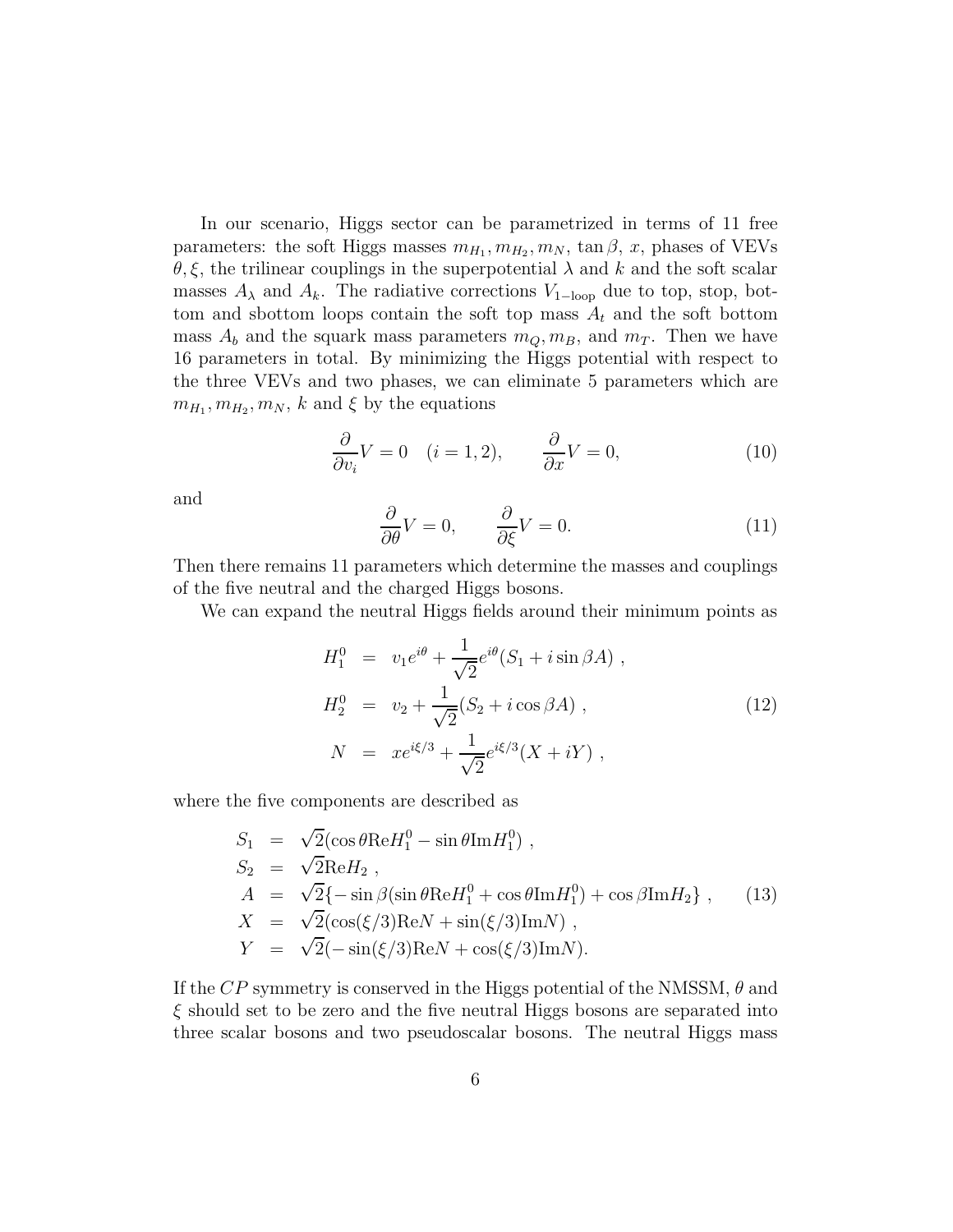In our scenario, Higgs sector can be parametrized in terms of 11 free parameters: the soft Higgs masses $m_{H_1}, m_{H_2}, m_N$, $\tan\beta$, $x$, phases of VEVs $\theta, \xi$, the trilinear couplings in the superpotential $\lambda$ and $k$ and the soft scalar masses $A_\lambda$ and $A_k$. The radiative corrections $V_{1-\text{loop}}$ due to top, stop, bottom and sbottom loops contain the soft top mass $A_t$ and the soft bottom mass $A_b$ and the squark mass parameters $m_Q, m_B$, and $m_T$. Then we have 16 parameters in total. By minimizing the Higgs potential with respect to the three VEVs and two phases, we can eliminate 5 parameters which are $m_{H_1}, m_{H_2}, m_N$, $k$ and $\xi$ by the equations

$$\frac{\partial}{\partial v_i} V = 0 \quad (i = 1, 2), \qquad \frac{\partial}{\partial x} V = 0, \tag{10}$$

and

$$\frac{\partial}{\partial \theta} V = 0, \qquad \frac{\partial}{\partial \xi} V = 0. \tag{11}$$

Then there remains 11 parameters which determine the masses and couplings of the five neutral and the charged Higgs bosons.

We can expand the neutral Higgs fields around their minimum points as

$$\begin{aligned}
H_1^0 &= v_1 e^{i\theta} + \frac{1}{\sqrt{2}} e^{i\theta} (S_1 + i \sin\beta A) , \\
H_2^0 &= v_2 + \frac{1}{\sqrt{2}} (S_2 + i \cos\beta A) , \\
N &= x e^{i\xi/3} + \frac{1}{\sqrt{2}} e^{i\xi/3} (X + iY) ,
\end{aligned} \tag{12}$$

where the five components are described as

$$\begin{aligned}
S_1 &= \sqrt{2} (\cos\theta \mathrm{Re} H_1^0 - \sin\theta \mathrm{Im} H_1^0) , \\
S_2 &= \sqrt{2} \mathrm{Re} H_2 , \\
A &= \sqrt{2} \{ -\sin\beta (\sin\theta \mathrm{Re} H_1^0 + \cos\theta \mathrm{Im} H_1^0) + \cos\beta \mathrm{Im} H_2 \} , \\
X &= \sqrt{2} (\cos(\xi/3) \mathrm{Re} N + \sin(\xi/3) \mathrm{Im} N) , \\
Y &= \sqrt{2} (-\sin(\xi/3) \mathrm{Re} N + \cos(\xi/3) \mathrm{Im} N).
\end{aligned} \tag{13}$$

If the $CP$ symmetry is conserved in the Higgs potential of the NMSSM, $\theta$ and $\xi$ should set to be zero and the five neutral Higgs bosons are separated into three scalar bosons and two pseudoscalar bosons. The neutral Higgs mass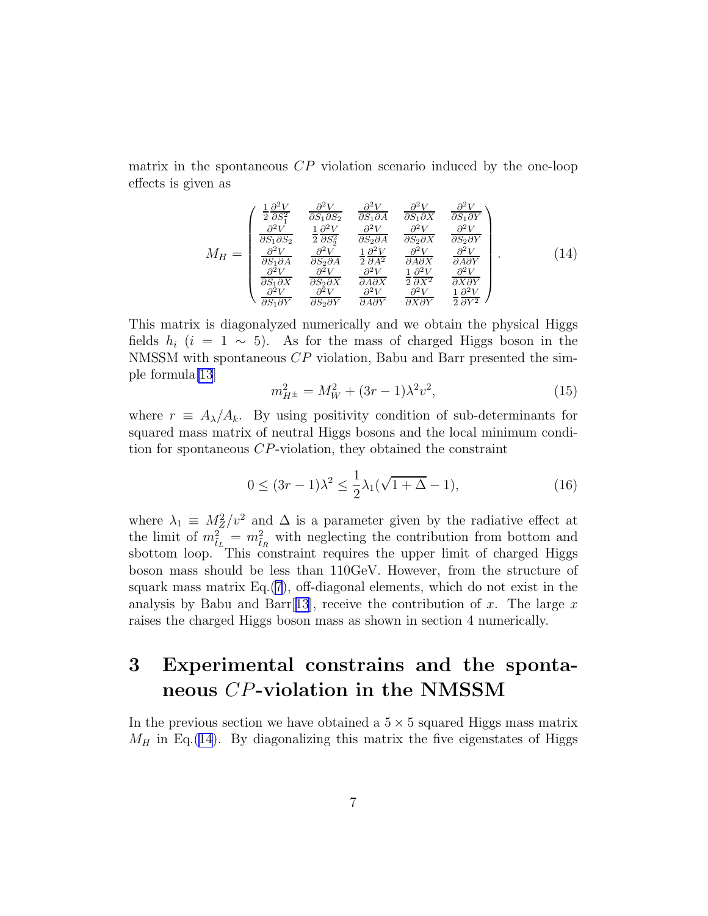matrix in the spontaneous $CP$ violation scenario induced by the one-loop effects is given as

$$
M_H = \begin{pmatrix}
\frac{1}{2}\frac{\partial^2 V}{\partial S_1^2} & \frac{\partial^2 V}{\partial S_1 \partial S_2} & \frac{\partial^2 V}{\partial S_1 \partial A} & \frac{\partial^2 V}{\partial S_1 \partial X} & \frac{\partial^2 V}{\partial S_1 \partial Y} \\
\frac{\partial^2 V}{\partial S_1 \partial S_2} & \frac{1}{2}\frac{\partial^2 V}{\partial S_2^2} & \frac{\partial^2 V}{\partial S_2 \partial A} & \frac{\partial^2 V}{\partial S_2 \partial X} & \frac{\partial^2 V}{\partial S_2 \partial Y} \\
\frac{\partial^2 V}{\partial S_1 \partial A} & \frac{\partial^2 V}{\partial S_2 \partial A} & \frac{1}{2}\frac{\partial^2 V}{\partial A^2} & \frac{\partial^2 V}{\partial A \partial X} & \frac{\partial^2 V}{\partial A \partial Y} \\
\frac{\partial^2 V}{\partial S_1 \partial X} & \frac{\partial^2 V}{\partial S_2 \partial X} & \frac{\partial^2 V}{\partial A \partial X} & \frac{1}{2}\frac{\partial^2 V}{\partial X^2} & \frac{\partial^2 V}{\partial X \partial Y} \\
\frac{\partial^2 V}{\partial S_1 \partial Y} & \frac{\partial^2 V}{\partial S_2 \partial Y} & \frac{\partial^2 V}{\partial A \partial Y} & \frac{\partial^2 V}{\partial X \partial Y} & \frac{1}{2}\frac{\partial^2 V}{\partial Y^2}
\end{pmatrix}. \tag{14}
$$

This matrix is diagonalyzed numerically and we obtain the physical Higgs fields $h_i$ ($i = 1 \sim 5$). As for the mass of charged Higgs boson in the NMSSM with spontaneous $CP$ violation, Babu and Barr presented the simple formula[13]

$$
m_{H^{\pm}}^2 = M_W^2 + (3r - 1)\lambda^2 v^2, \tag{15}
$$

where $r \equiv A_\lambda / A_k$. By using positivity condition of sub-determinants for squared mass matrix of neutral Higgs bosons and the local minimum condition for spontaneous $CP$-violation, they obtained the constraint

$$
0 \leq (3r - 1)\lambda^2 \leq \frac{1}{2}\lambda_1(\sqrt{1 + \Delta} - 1), \tag{16}
$$

where $\lambda_1 \equiv M_Z^2/v^2$ and $\Delta$ is a parameter given by the radiative effect at the limit of $m_{\tilde{t}_L}^2 = m_{\tilde{t}_R}^2$ with neglecting the contribution from bottom and sbottom loop. This constraint requires the upper limit of charged Higgs boson mass should be less than 110GeV. However, from the structure of squark mass matrix Eq.(7), off-diagonal elements, which do not exist in the analysis by Babu and Barr[13], receive the contribution of $x$. The large $x$ raises the charged Higgs boson mass as shown in section 4 numerically.

# 3 Experimental constrains and the spontaneous $CP$-violation in the NMSSM

In the previous section we have obtained a $5 \times 5$ squared Higgs mass matrix $M_H$ in Eq.(14). By diagonalizing this matrix the five eigenstates of Higgs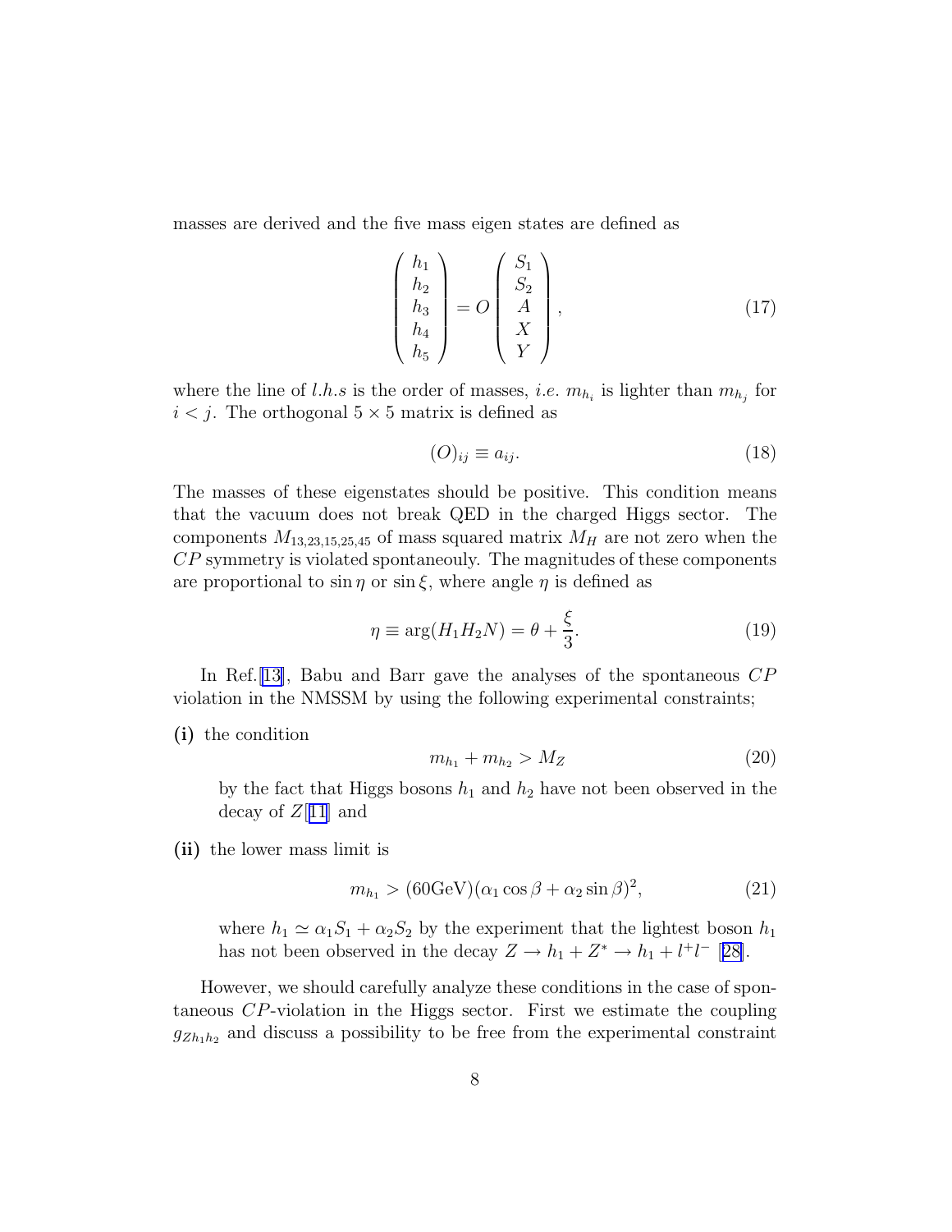masses are derived and the five mass eigen states are defined as

$$
\begin{pmatrix} h_1 \\ h_2 \\ h_3 \\ h_4 \\ h_5 \end{pmatrix} = O \begin{pmatrix} S_1 \\ S_2 \\ A \\ X \\ Y \end{pmatrix}, \tag{17}
$$

where the line of *l.h.s* is the order of masses, *i.e.* $m_{h_i}$ is lighter than $m_{h_j}$ for $i < j$. The orthogonal $5 \times 5$ matrix is defined as

$$
(O)_{ij} \equiv a_{ij}. \tag{18}
$$

The masses of these eigenstates should be positive. This condition means that the vacuum does not break QED in the charged Higgs sector. The components $M_{13,23,15,25,45}$ of mass squared matrix $M_H$ are not zero when the $CP$ symmetry is violated spontaneouly. The magnitudes of these components are proportional to $\sin\eta$ or $\sin\xi$, where angle $\eta$ is defined as

$$
\eta \equiv \arg(H_1 H_2 N) = \theta + \frac{\xi}{3}. \tag{19}
$$

In Ref.[13], Babu and Barr gave the analyses of the spontaneous $CP$ violation in the NMSSM by using the following experimental constraints;

**(i)** the condition

$$
m_{h_1} + m_{h_2} > M_Z \tag{20}
$$

by the fact that Higgs bosons $h_1$ and $h_2$ have not been observed in the decay of $Z$[11] and

**(ii)** the lower mass limit is

$$
m_{h_1} > (60\mathrm{GeV})(\alpha_1 \cos\beta + \alpha_2 \sin\beta)^2, \tag{21}
$$

where $h_1 \simeq \alpha_1 S_1 + \alpha_2 S_2$ by the experiment that the lightest boson $h_1$ has not been observed in the decay $Z \to h_1 + Z^* \to h_1 + l^+ l^-$ [28].

However, we should carefully analyze these conditions in the case of spontaneous $CP$-violation in the Higgs sector. First we estimate the coupling $g_{Zh_1h_2}$ and discuss a possibility to be free from the experimental constraint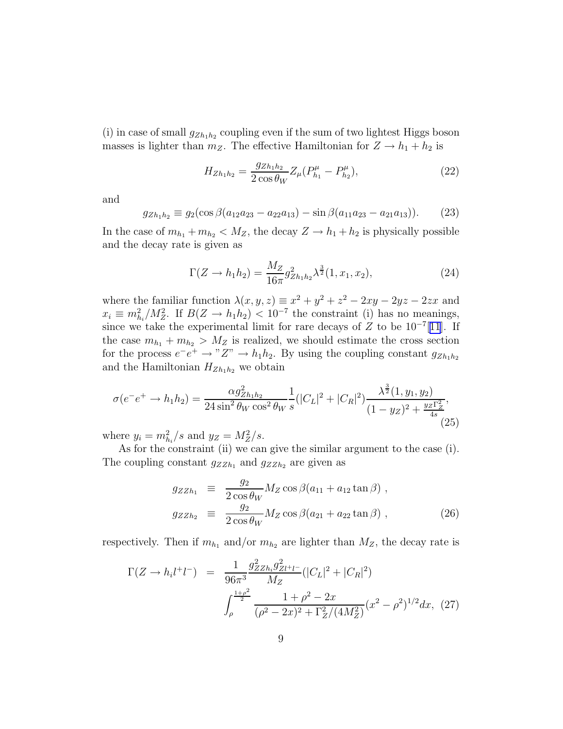(i) in case of small $g_{Zh_1h_2}$ coupling even if the sum of two lightest Higgs boson masses is lighter than $m_Z$. The effective Hamiltonian for $Z \to h_1 + h_2$ is

$$H_{Zh_1h_2} = \frac{g_{Zh_1h_2}}{2\cos\theta_W} Z_\mu (P^\mu_{h_1} - P^\mu_{h_2}), \tag{22}$$

and

$$g_{Zh_1h_2} \equiv g_2(\cos\beta(a_{12}a_{23} - a_{22}a_{13}) - \sin\beta(a_{11}a_{23} - a_{21}a_{13})). \tag{23}$$

In the case of $m_{h_1} + m_{h_2} < M_Z$, the decay $Z \to h_1 + h_2$ is physically possible and the decay rate is given as

$$\Gamma(Z \to h_1 h_2) = \frac{M_Z}{16\pi} g^2_{Zh_1h_2} \lambda^{\frac{3}{2}}(1, x_1, x_2), \tag{24}$$

where the familiar function $\lambda(x, y, z) \equiv x^2 + y^2 + z^2 - 2xy - 2yz - 2zx$ and $x_i \equiv m^2_{h_i}/M_Z^2$. If $B(Z \to h_1 h_2) < 10^{-7}$ the constraint (i) has no meanings, since we take the experimental limit for rare decays of $Z$ to be $10^{-7}$[11]. If the case $m_{h_1} + m_{h_2} > M_Z$ is realized, we should estimate the cross section for the process $e^- e^+ \to$ "$Z$" $\to h_1 h_2$. By using the coupling constant $g_{Zh_1h_2}$ and the Hamiltonian $H_{Zh_1h_2}$ we obtain

$$\sigma(e^- e^+ \to h_1 h_2) = \frac{\alpha g^2_{Zh_1h_2}}{24\sin^2\theta_W \cos^2\theta_W} \frac{1}{s}(|C_L|^2 + |C_R|^2) \frac{\lambda^{\frac{3}{2}}(1, y_1, y_2)}{(1 - y_Z)^2 + \frac{y_Z \Gamma_Z^2}{4s}}, \tag{25}$$

where $y_i = m^2_{h_i}/s$ and $y_Z = M_Z^2/s$.

As for the constraint (ii) we can give the similar argument to the case (i). The coupling constant $g_{ZZh_1}$ and $g_{ZZh_2}$ are given as

$$\begin{aligned} g_{ZZh_1} &\equiv \frac{g_2}{2\cos\theta_W} M_Z \cos\beta(a_{11} + a_{12}\tan\beta) , \\ g_{ZZh_2} &\equiv \frac{g_2}{2\cos\theta_W} M_Z \cos\beta(a_{21} + a_{22}\tan\beta) , \end{aligned} \tag{26}$$

respectively. Then if $m_{h_1}$ and/or $m_{h_2}$ are lighter than $M_Z$, the decay rate is

$$\begin{aligned} \Gamma(Z \to h_i l^+ l^-) &= \frac{1}{96\pi^3} \frac{g^2_{ZZh_i} g^2_{Zl^+l^-}}{M_Z} (|C_L|^2 + |C_R|^2) \\ &\quad \int_\rho^{\frac{1+\rho^2}{2}} \frac{1 + \rho^2 - 2x}{(\rho^2 - 2x)^2 + \Gamma_Z^2/(4M_Z^2)} (x^2 - \rho^2)^{1/2} dx, \end{aligned} \tag{27}$$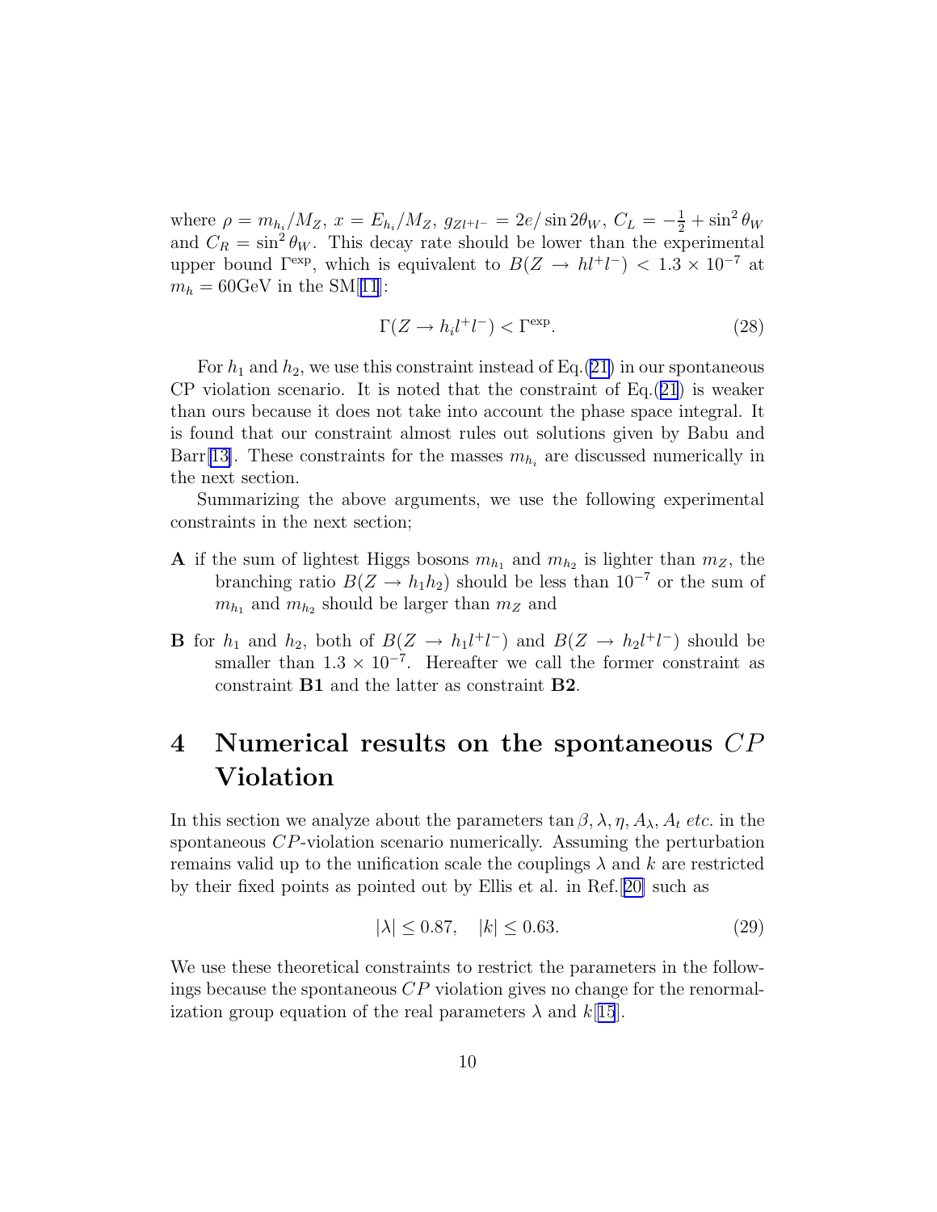where $\rho = m_{h_i}/M_Z$, $x = E_{h_i}/M_Z$, $g_{Zl^+l^-} = 2e/\sin 2\theta_W$, $C_L = -\frac{1}{2} + \sin^2\theta_W$ and $C_R = \sin^2\theta_W$. This decay rate should be lower than the experimental upper bound $\Gamma^{\rm exp}$, which is equivalent to $B(Z \to hl^+l^-) < 1.3 \times 10^{-7}$ at $m_h = 60$GeV in the SM[11]:

$$\Gamma(Z \to h_i l^+ l^-) < \Gamma^{\rm exp}. \tag{28}$$

For $h_1$ and $h_2$, we use this constraint instead of Eq.(21) in our spontaneous CP violation scenario. It is noted that the constraint of Eq.(21) is weaker than ours because it does not take into account the phase space integral. It is found that our constraint almost rules out solutions given by Babu and Barr[13]. These constraints for the masses $m_{h_i}$ are discussed numerically in the next section.

Summarizing the above arguments, we use the following experimental constraints in the next section;

**A** if the sum of lightest Higgs bosons $m_{h_1}$ and $m_{h_2}$ is lighter than $m_Z$, the branching ratio $B(Z \to h_1 h_2)$ should be less than $10^{-7}$ or the sum of $m_{h_1}$ and $m_{h_2}$ should be larger than $m_Z$ and

**B** for $h_1$ and $h_2$, both of $B(Z \to h_1 l^+ l^-)$ and $B(Z \to h_2 l^+ l^-)$ should be smaller than $1.3 \times 10^{-7}$. Hereafter we call the former constraint as constraint **B1** and the latter as constraint **B2**.

# 4 Numerical results on the spontaneous $CP$ Violation

In this section we analyze about the parameters $\tan\beta, \lambda, \eta, A_\lambda, A_t$ *etc.* in the spontaneous $CP$-violation scenario numerically. Assuming the perturbation remains valid up to the unification scale the couplings $\lambda$ and $k$ are restricted by their fixed points as pointed out by Ellis et al. in Ref.[20] such as

$$|\lambda| \leq 0.87, \quad |k| \leq 0.63. \tag{29}$$

We use these theoretical constraints to restrict the parameters in the followings because the spontaneous $CP$ violation gives no change for the renormalization group equation of the real parameters $\lambda$ and $k$[15].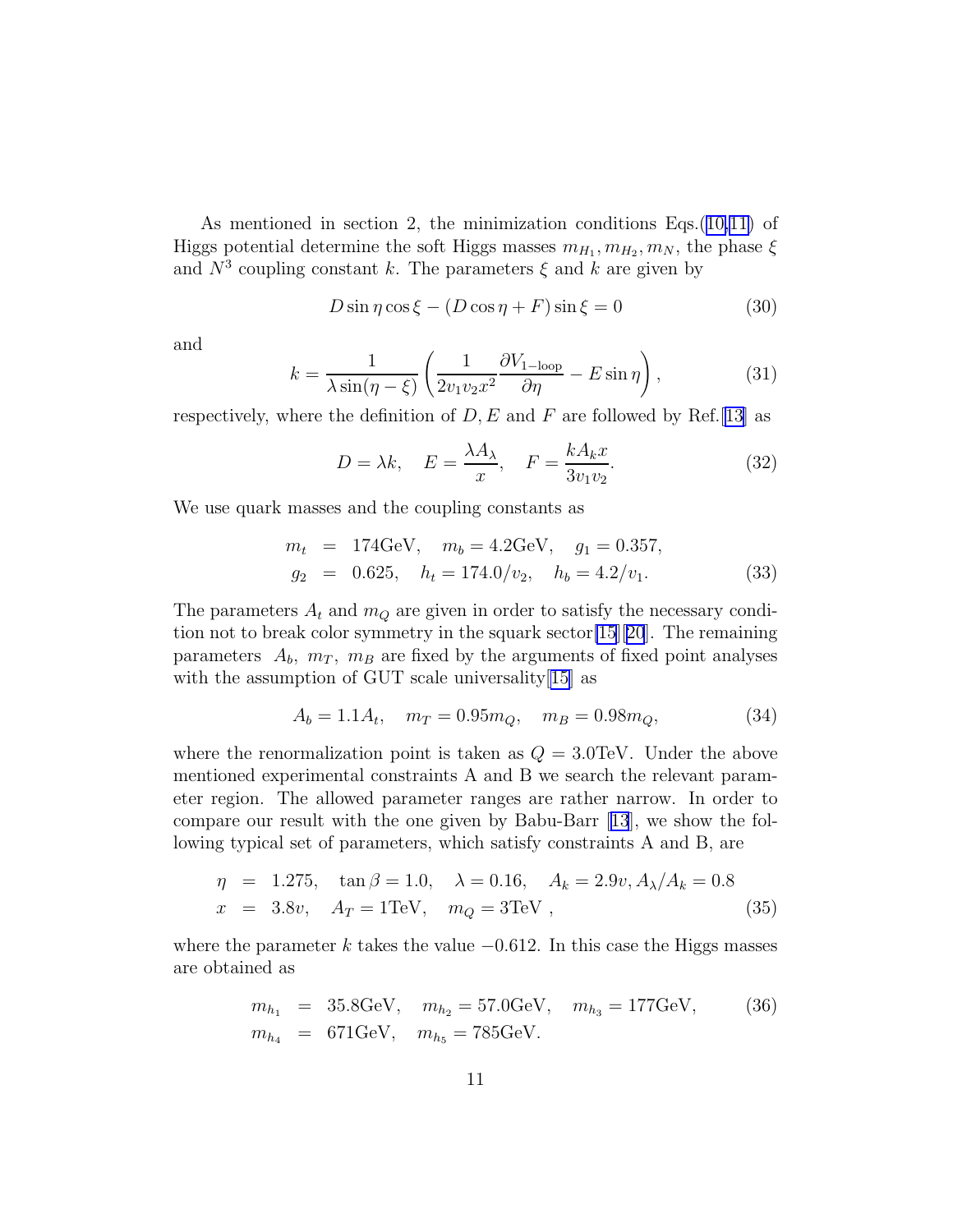As mentioned in section 2, the minimization conditions Eqs.(10,11) of Higgs potential determine the soft Higgs masses $m_{H_1}, m_{H_2}, m_N$, the phase $\xi$ and $N^3$ coupling constant $k$. The parameters $\xi$ and $k$ are given by

$$D \sin\eta \cos\xi - (D\cos\eta + F)\sin\xi = 0 \tag{30}$$

and

$$k = \frac{1}{\lambda \sin(\eta - \xi)} \left( \frac{1}{2v_1 v_2 x^2} \frac{\partial V_{1-\mathrm{loop}}}{\partial \eta} - E \sin\eta \right), \tag{31}$$

respectively, where the definition of $D, E$ and $F$ are followed by Ref.[13] as

$$D = \lambda k, \quad E = \frac{\lambda A_\lambda}{x}, \quad F = \frac{k A_k x}{3 v_1 v_2}. \tag{32}$$

We use quark masses and the coupling constants as

$$\begin{aligned} m_t &= 174\mathrm{GeV}, \quad m_b = 4.2\mathrm{GeV}, \quad g_1 = 0.357, \\ g_2 &= 0.625, \quad h_t = 174.0/v_2, \quad h_b = 4.2/v_1. \end{aligned} \tag{33}$$

The parameters $A_t$ and $m_Q$ are given in order to satisfy the necessary condition not to break color symmetry in the squark sector[15][20]. The remaining parameters $A_b$, $m_T$, $m_B$ are fixed by the arguments of fixed point analyses with the assumption of GUT scale universality[15] as

$$A_b = 1.1 A_t, \quad m_T = 0.95 m_Q, \quad m_B = 0.98 m_Q, \tag{34}$$

where the renormalization point is taken as $Q = 3.0$TeV. Under the above mentioned experimental constraints A and B we search the relevant parameter region. The allowed parameter ranges are rather narrow. In order to compare our result with the one given by Babu-Barr [13], we show the following typical set of parameters, which satisfy constraints A and B, are

$$\begin{aligned} \eta &= 1.275, \quad \tan\beta = 1.0, \quad \lambda = 0.16, \quad A_k = 2.9v, A_\lambda/A_k = 0.8 \\ x &= 3.8v, \quad A_T = 1\mathrm{TeV}, \quad m_Q = 3\mathrm{TeV}\ , \end{aligned} \tag{35}$$

where the parameter $k$ takes the value $-0.612$. In this case the Higgs masses are obtained as

$$\begin{aligned} m_{h_1} &= 35.8\mathrm{GeV}, \quad m_{h_2} = 57.0\mathrm{GeV}, \quad m_{h_3} = 177\mathrm{GeV}, \\ m_{h_4} &= 671\mathrm{GeV}, \quad m_{h_5} = 785\mathrm{GeV}. \end{aligned} \tag{36}$$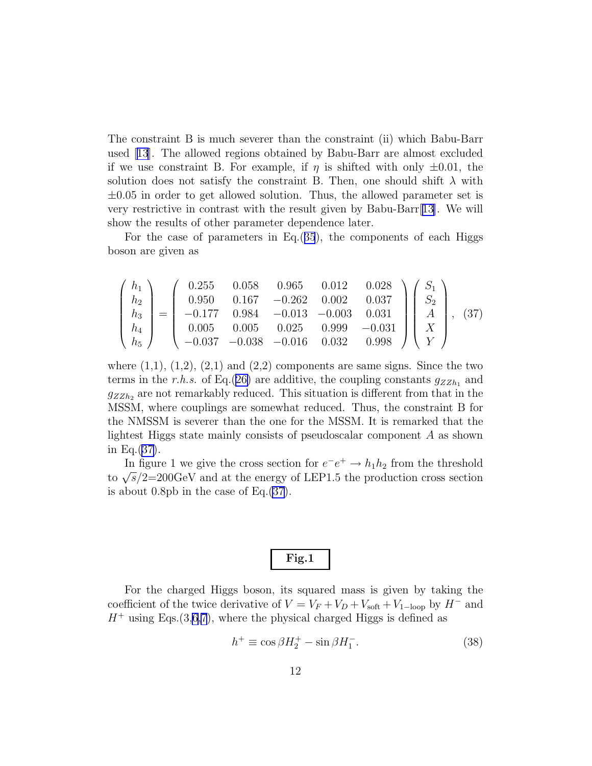The constraint B is much severer than the constraint (ii) which Babu-Barr used [13]. The allowed regions obtained by Babu-Barr are almost excluded if we use constraint B. For example, if $\eta$ is shifted with only $\pm 0.01$, the solution does not satisfy the constraint B. Then, one should shift $\lambda$ with $\pm 0.05$ in order to get allowed solution. Thus, the allowed parameter set is very restrictive in contrast with the result given by Babu-Barr[13]. We will show the results of other parameter dependence later.

For the case of parameters in Eq.(35), the components of each Higgs boson are given as

$$
\begin{pmatrix} h_1 \\ h_2 \\ h_3 \\ h_4 \\ h_5 \end{pmatrix} = \begin{pmatrix} 0.255 & 0.058 & 0.965 & 0.012 & 0.028 \\ 0.950 & 0.167 & -0.262 & 0.002 & 0.037 \\ -0.177 & 0.984 & -0.013 & -0.003 & 0.031 \\ 0.005 & 0.005 & 0.025 & 0.999 & -0.031 \\ -0.037 & -0.038 & -0.016 & 0.032 & 0.998 \end{pmatrix} \begin{pmatrix} S_1 \\ S_2 \\ A \\ X \\ Y \end{pmatrix}, \quad (37)
$$

where (1,1), (1,2), (2,1) and (2,2) components are same signs. Since the two terms in the *r.h.s.* of Eq.(26) are additive, the coupling constants $g_{ZZh_1}$ and $g_{ZZh_2}$ are not remarkably reduced. This situation is different from that in the MSSM, where couplings are somewhat reduced. Thus, the constraint B for the NMSSM is severer than the one for the MSSM. It is remarked that the lightest Higgs state mainly consists of pseudoscalar component $A$ as shown in Eq.(37).

In figure 1 we give the cross section for $e^-e^+ \to h_1 h_2$ from the threshold to $\sqrt{s}/2$=200GeV and at the energy of LEP1.5 the production cross section is about 0.8pb in the case of Eq.(37).

**Fig.1**

For the charged Higgs boson, its squared mass is given by taking the coefficient of the twice derivative of $V = V_F + V_D + V_{\rm soft} + V_{1-{\rm loop}}$ by $H^-$ and $H^+$ using Eqs.(3,6,7), where the physical charged Higgs is defined as

$$
h^+ \equiv \cos\beta H_2^+ - \sin\beta H_1^-. \quad (38)
$$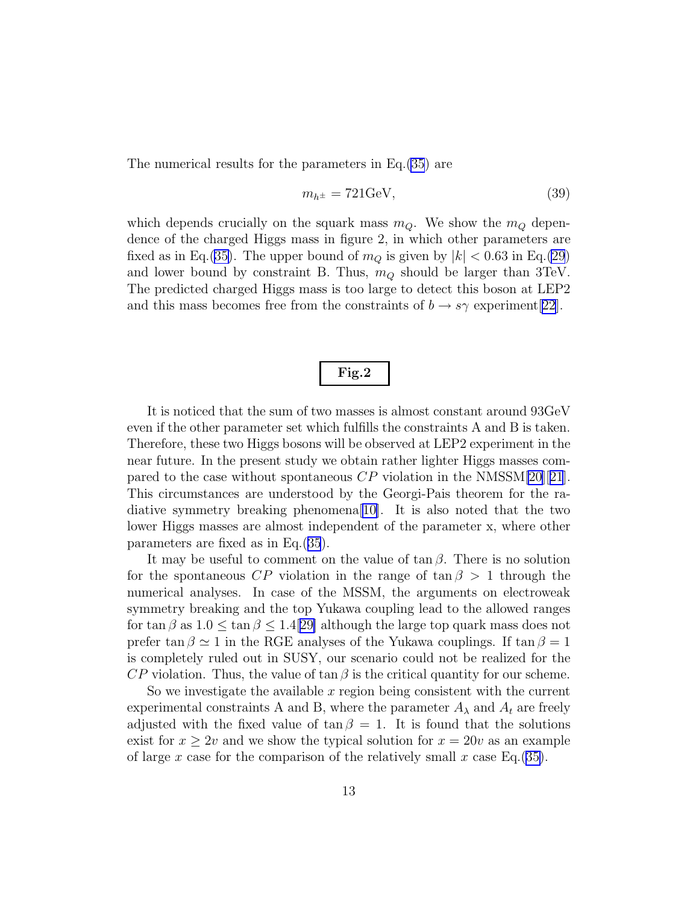The numerical results for the parameters in Eq.(35) are

$$m_{h^{\pm}} = 721\text{GeV}, \tag{39}$$

which depends crucially on the squark mass $m_Q$. We show the $m_Q$ dependence of the charged Higgs mass in figure 2, in which other parameters are fixed as in Eq.(35). The upper bound of $m_Q$ is given by $|k| < 0.63$ in Eq.(29) and lower bound by constraint B. Thus, $m_Q$ should be larger than 3TeV. The predicted charged Higgs mass is too large to detect this boson at LEP2 and this mass becomes free from the constraints of $b \to s\gamma$ experiment[22].

**Fig.2**

It is noticed that the sum of two masses is almost constant around 93GeV even if the other parameter set which fulfills the constraints A and B is taken. Therefore, these two Higgs bosons will be observed at LEP2 experiment in the near future. In the present study we obtain rather lighter Higgs masses compared to the case without spontaneous $CP$ violation in the NMSSM[20][21]. This circumstances are understood by the Georgi-Pais theorem for the radiative symmetry breaking phenomena[10]. It is also noted that the two lower Higgs masses are almost independent of the parameter x, where other parameters are fixed as in Eq.(35).

It may be useful to comment on the value of $\tan\beta$. There is no solution for the spontaneous $CP$ violation in the range of $\tan\beta > 1$ through the numerical analyses. In case of the MSSM, the arguments on electroweak symmetry breaking and the top Yukawa coupling lead to the allowed ranges for $\tan\beta$ as $1.0 \leq \tan\beta \leq 1.4$[29] although the large top quark mass does not prefer $\tan\beta \simeq 1$ in the RGE analyses of the Yukawa couplings. If $\tan\beta = 1$ is completely ruled out in SUSY, our scenario could not be realized for the $CP$ violation. Thus, the value of $\tan\beta$ is the critical quantity for our scheme.

So we investigate the available $x$ region being consistent with the current experimental constraints A and B, where the parameter $A_\lambda$ and $A_t$ are freely adjusted with the fixed value of $\tan\beta = 1$. It is found that the solutions exist for $x \geq 2v$ and we show the typical solution for $x = 20v$ as an example of large $x$ case for the comparison of the relatively small $x$ case Eq.(35).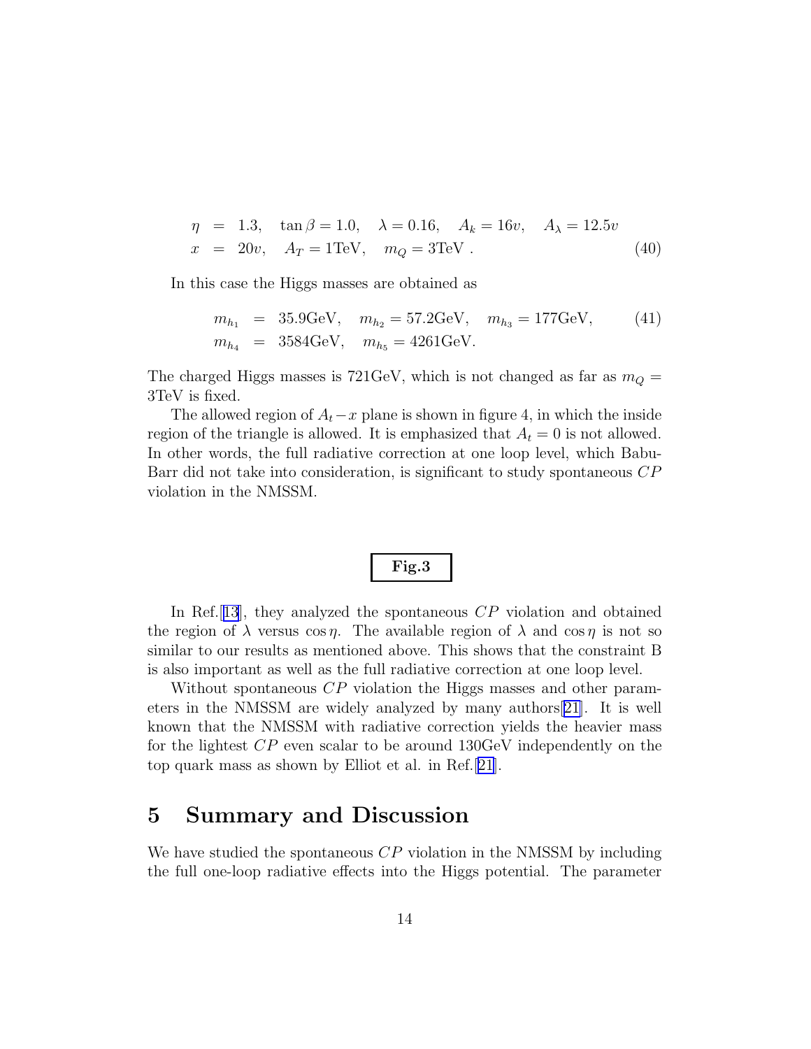$$
\begin{aligned}
\eta &= 1.3, \quad \tan\beta = 1.0, \quad \lambda = 0.16, \quad A_k = 16v, \quad A_\lambda = 12.5v \\
x &= 20v, \quad A_T = 1\text{TeV}, \quad m_Q = 3\text{TeV} \ .
\end{aligned} \tag{40}
$$

In this case the Higgs masses are obtained as

$$
\begin{aligned}
m_{h_1} &= 35.9\text{GeV}, \quad m_{h_2} = 57.2\text{GeV}, \quad m_{h_3} = 177\text{GeV}, \\
m_{h_4} &= 3584\text{GeV}, \quad m_{h_5} = 4261\text{GeV}.
\end{aligned} \tag{41}
$$

The charged Higgs masses is 721GeV, which is not changed as far as $m_Q = 3$TeV is fixed.

The allowed region of $A_t - x$ plane is shown in figure 4, in which the inside region of the triangle is allowed. It is emphasized that $A_t = 0$ is not allowed. In other words, the full radiative correction at one loop level, which Babu-Barr did not take into consideration, is significant to study spontaneous $CP$ violation in the NMSSM.

**Fig.3**

In Ref.[13], they analyzed the spontaneous $CP$ violation and obtained the region of $\lambda$ versus $\cos\eta$. The available region of $\lambda$ and $\cos\eta$ is not so similar to our results as mentioned above. This shows that the constraint B is also important as well as the full radiative correction at one loop level.

Without spontaneous $CP$ violation the Higgs masses and other parameters in the NMSSM are widely analyzed by many authors[21]. It is well known that the NMSSM with radiative correction yields the heavier mass for the lightest $CP$ even scalar to be around 130GeV independently on the top quark mass as shown by Elliot et al. in Ref.[21].

## 5 Summary and Discussion

We have studied the spontaneous $CP$ violation in the NMSSM by including the full one-loop radiative effects into the Higgs potential. The parameter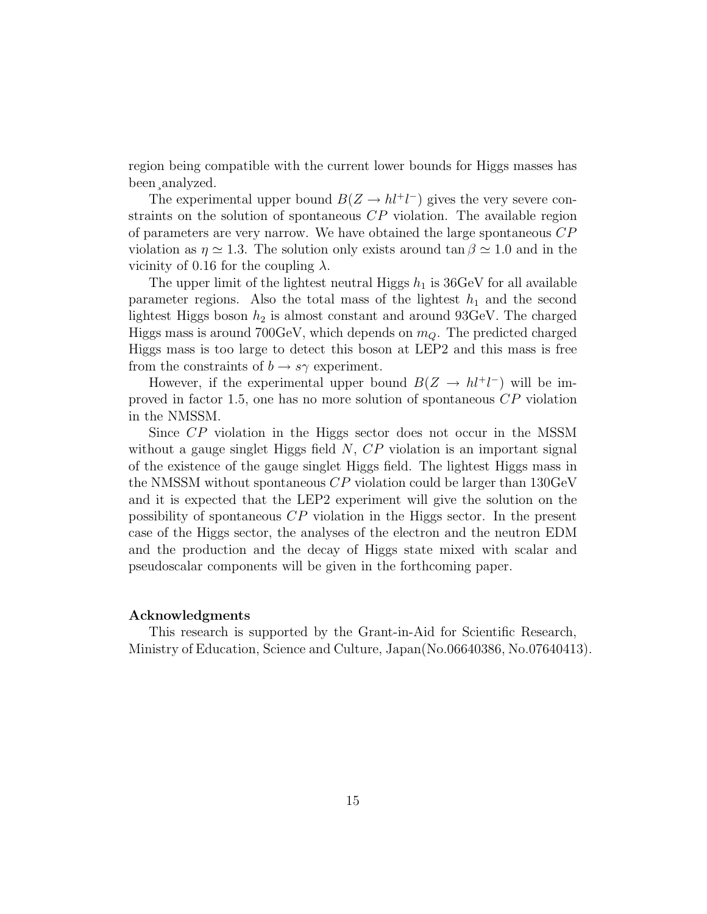region being compatible with the current lower bounds for Higgs masses has been analyzed.

The experimental upper bound $B(Z \to hl^+l^-)$ gives the very severe constraints on the solution of spontaneous $CP$ violation. The available region of parameters are very narrow. We have obtained the large spontaneous $CP$ violation as $\eta \simeq 1.3$. The solution only exists around $\tan\beta \simeq 1.0$ and in the vicinity of 0.16 for the coupling $\lambda$.

The upper limit of the lightest neutral Higgs $h_1$ is 36GeV for all available parameter regions. Also the total mass of the lightest $h_1$ and the second lightest Higgs boson $h_2$ is almost constant and around 93GeV. The charged Higgs mass is around 700GeV, which depends on $m_Q$. The predicted charged Higgs mass is too large to detect this boson at LEP2 and this mass is free from the constraints of $b \to s\gamma$ experiment.

However, if the experimental upper bound $B(Z \to hl^+l^-)$ will be improved in factor 1.5, one has no more solution of spontaneous $CP$ violation in the NMSSM.

Since $CP$ violation in the Higgs sector does not occur in the MSSM without a gauge singlet Higgs field $N$, $CP$ violation is an important signal of the existence of the gauge singlet Higgs field. The lightest Higgs mass in the NMSSM without spontaneous $CP$ violation could be larger than 130GeV and it is expected that the LEP2 experiment will give the solution on the possibility of spontaneous $CP$ violation in the Higgs sector. In the present case of the Higgs sector, the analyses of the electron and the neutron EDM and the production and the decay of Higgs state mixed with scalar and pseudoscalar components will be given in the forthcoming paper.

### Acknowledgments

This research is supported by the Grant-in-Aid for Scientific Research, Ministry of Education, Science and Culture, Japan(No.06640386, No.07640413).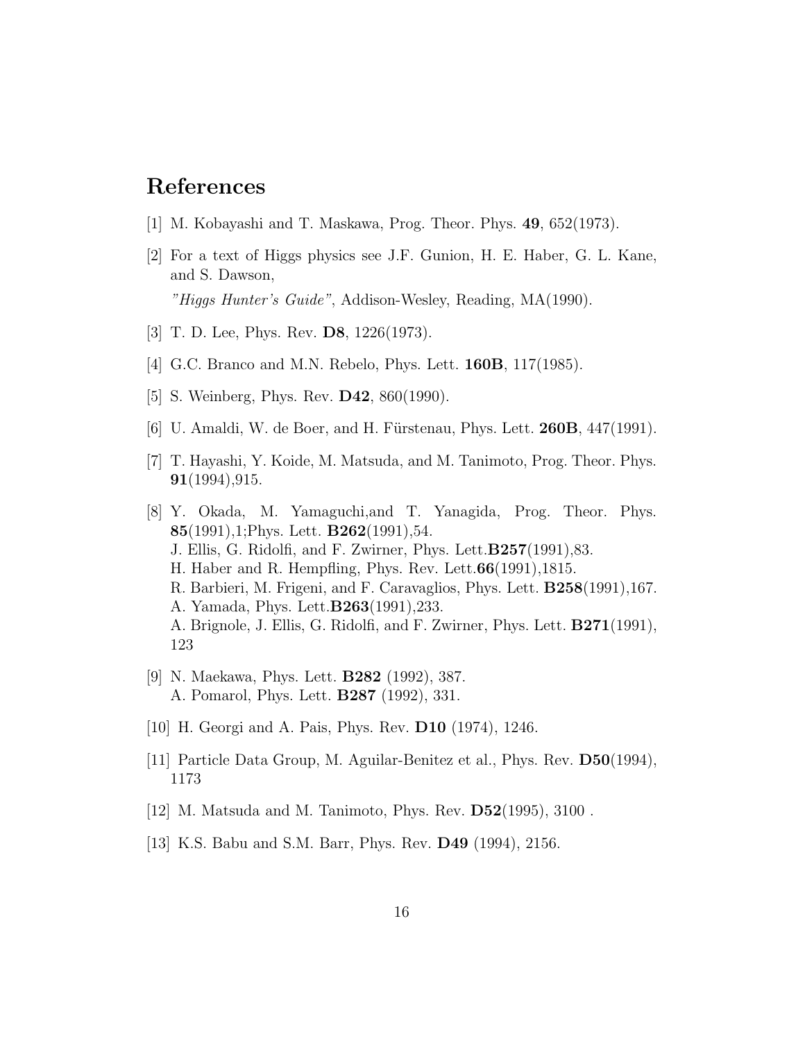# References

[1] M. Kobayashi and T. Maskawa, Prog. Theor. Phys. **49**, 652(1973).

[2] For a text of Higgs physics see J.F. Gunion, H. E. Haber, G. L. Kane, and S. Dawson,
*"Higgs Hunter's Guide"*, Addison-Wesley, Reading, MA(1990).

[3] T. D. Lee, Phys. Rev. **D8**, 1226(1973).

[4] G.C. Branco and M.N. Rebelo, Phys. Lett. **160B**, 117(1985).

[5] S. Weinberg, Phys. Rev. **D42**, 860(1990).

[6] U. Amaldi, W. de Boer, and H. Fürstenau, Phys. Lett. **260B**, 447(1991).

[7] T. Hayashi, Y. Koide, M. Matsuda, and M. Tanimoto, Prog. Theor. Phys. **91**(1994),915.

[8] Y. Okada, M. Yamaguchi,and T. Yanagida, Prog. Theor. Phys. **85**(1991),1;Phys. Lett. **B262**(1991),54.
J. Ellis, G. Ridolfi, and F. Zwirner, Phys. Lett.**B257**(1991),83.
H. Haber and R. Hempfling, Phys. Rev. Lett.**66**(1991),1815.
R. Barbieri, M. Frigeni, and F. Caravaglios, Phys. Lett. **B258**(1991),167.
A. Yamada, Phys. Lett.**B263**(1991),233.
A. Brignole, J. Ellis, G. Ridolfi, and F. Zwirner, Phys. Lett. **B271**(1991), 123

[9] N. Maekawa, Phys. Lett. **B282** (1992), 387.
A. Pomarol, Phys. Lett. **B287** (1992), 331.

[10] H. Georgi and A. Pais, Phys. Rev. **D10** (1974), 1246.

[11] Particle Data Group, M. Aguilar-Benitez et al., Phys. Rev. **D50**(1994), 1173

[12] M. Matsuda and M. Tanimoto, Phys. Rev. **D52**(1995), 3100 .

[13] K.S. Babu and S.M. Barr, Phys. Rev. **D49** (1994), 2156.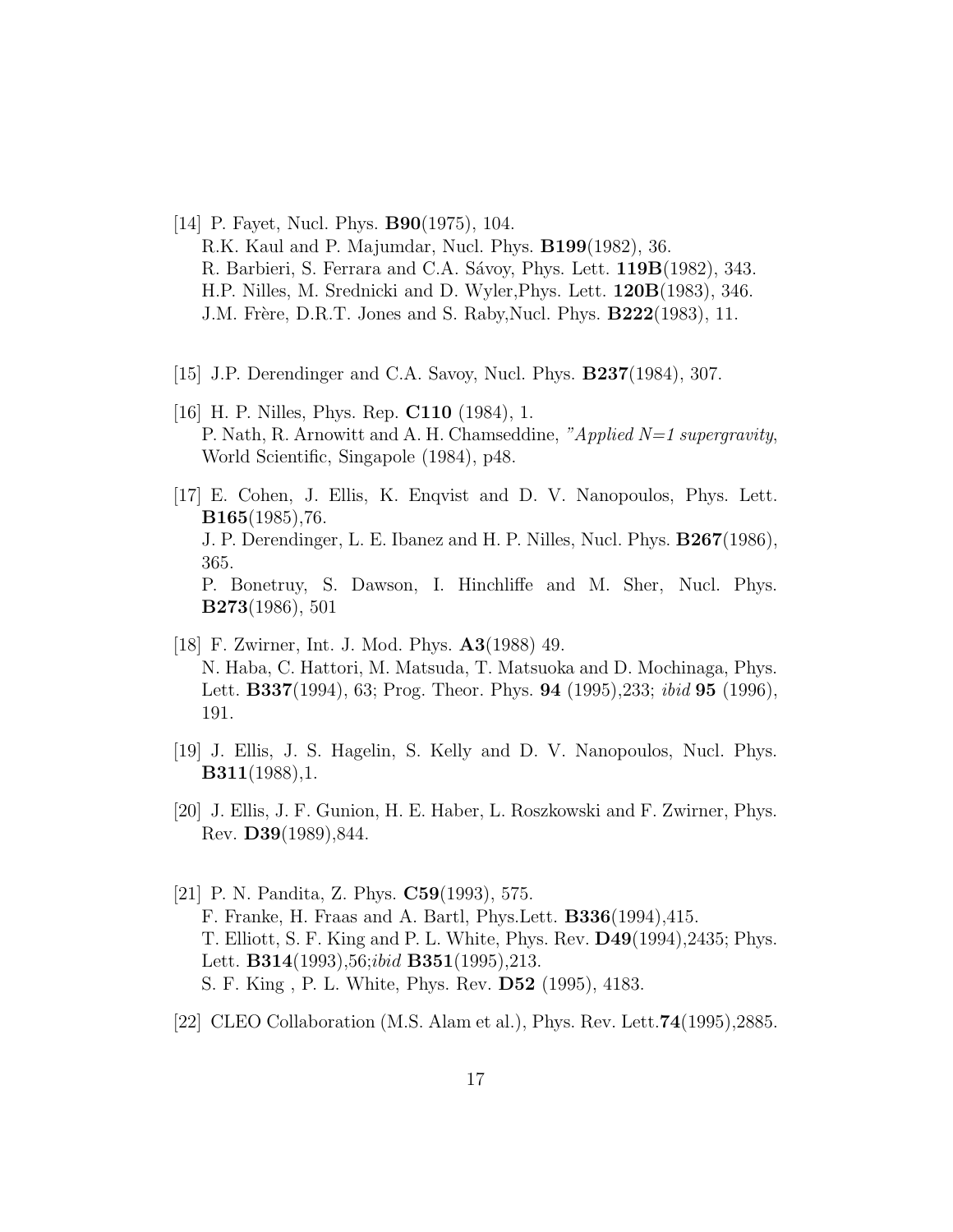[14] P. Fayet, Nucl. Phys. **B90**(1975), 104.
R.K. Kaul and P. Majumdar, Nucl. Phys. **B199**(1982), 36.
R. Barbieri, S. Ferrara and C.A. Sávoy, Phys. Lett. **119B**(1982), 343.
H.P. Nilles, M. Srednicki and D. Wyler,Phys. Lett. **120B**(1983), 346.
J.M. Frère, D.R.T. Jones and S. Raby,Nucl. Phys. **B222**(1983), 11.

[15] J.P. Derendinger and C.A. Savoy, Nucl. Phys. **B237**(1984), 307.

[16] H. P. Nilles, Phys. Rep. **C110** (1984), 1.
P. Nath, R. Arnowitt and A. H. Chamseddine, *"Applied N=1 supergravity*, World Scientific, Singapole (1984), p48.

[17] E. Cohen, J. Ellis, K. Enqvist and D. V. Nanopoulos, Phys. Lett. **B165**(1985),76.
J. P. Derendinger, L. E. Ibanez and H. P. Nilles, Nucl. Phys. **B267**(1986), 365.
P. Bonetruy, S. Dawson, I. Hinchliffe and M. Sher, Nucl. Phys. **B273**(1986), 501

[18] F. Zwirner, Int. J. Mod. Phys. **A3**(1988) 49.
N. Haba, C. Hattori, M. Matsuda, T. Matsuoka and D. Mochinaga, Phys. Lett. **B337**(1994), 63; Prog. Theor. Phys. **94** (1995),233; *ibid* **95** (1996), 191.

[19] J. Ellis, J. S. Hagelin, S. Kelly and D. V. Nanopoulos, Nucl. Phys. **B311**(1988),1.

[20] J. Ellis, J. F. Gunion, H. E. Haber, L. Roszkowski and F. Zwirner, Phys. Rev. **D39**(1989),844.

[21] P. N. Pandita, Z. Phys. **C59**(1993), 575.
F. Franke, H. Fraas and A. Bartl, Phys.Lett. **B336**(1994),415.
T. Elliott, S. F. King and P. L. White, Phys. Rev. **D49**(1994),2435; Phys. Lett. **B314**(1993),56;*ibid* **B351**(1995),213.
S. F. King , P. L. White, Phys. Rev. **D52** (1995), 4183.

[22] CLEO Collaboration (M.S. Alam et al.), Phys. Rev. Lett.**74**(1995),2885.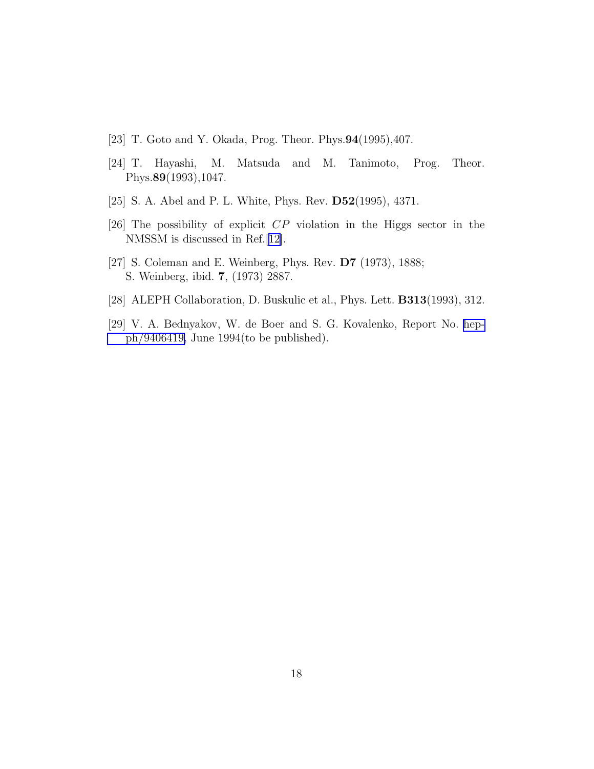[23] T. Goto and Y. Okada, Prog. Theor. Phys.**94**(1995),407.

[24] T. Hayashi, M. Matsuda and M. Tanimoto, Prog. Theor. Phys.**89**(1993),1047.

[25] S. A. Abel and P. L. White, Phys. Rev. **D52**(1995), 4371.

[26] The possibility of explicit $CP$ violation in the Higgs sector in the NMSSM is discussed in Ref.[12].

[27] S. Coleman and E. Weinberg, Phys. Rev. **D7** (1973), 1888;
S. Weinberg, ibid. **7**, (1973) 2887.

[28] ALEPH Collaboration, D. Buskulic et al., Phys. Lett. **B313**(1993), 312.

[29] V. A. Bednyakov, W. de Boer and S. G. Kovalenko, Report No. hep-ph/9406419, June 1994(to be published).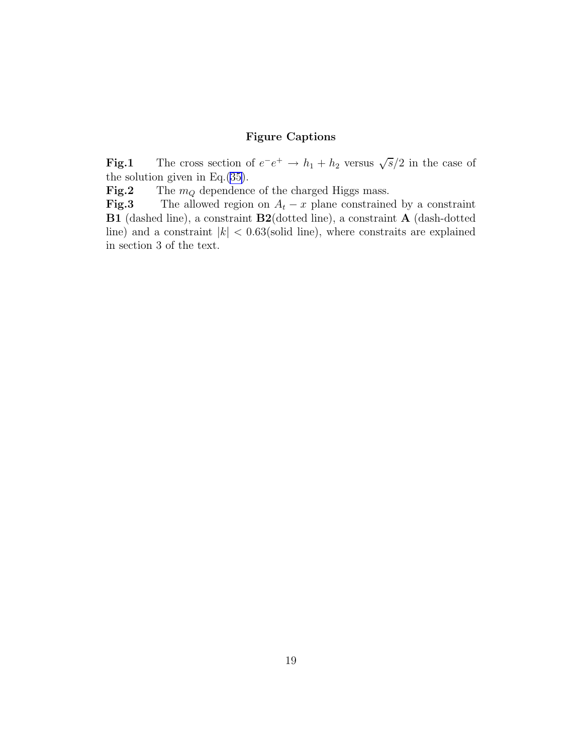## Figure Captions

**Fig.1** The cross section of $e^-e^+ \rightarrow h_1 + h_2$ versus $\sqrt{s}/2$ in the case of the solution given in Eq.(35).

**Fig.2** The $m_Q$ dependence of the charged Higgs mass.

**Fig.3** The allowed region on $A_t - x$ plane constrained by a constraint **B1** (dashed line), a constraint **B2**(dotted line), a constraint **A** (dash-dotted line) and a constraint $|k| < 0.63$(solid line), where constraits are explained in section 3 of the text.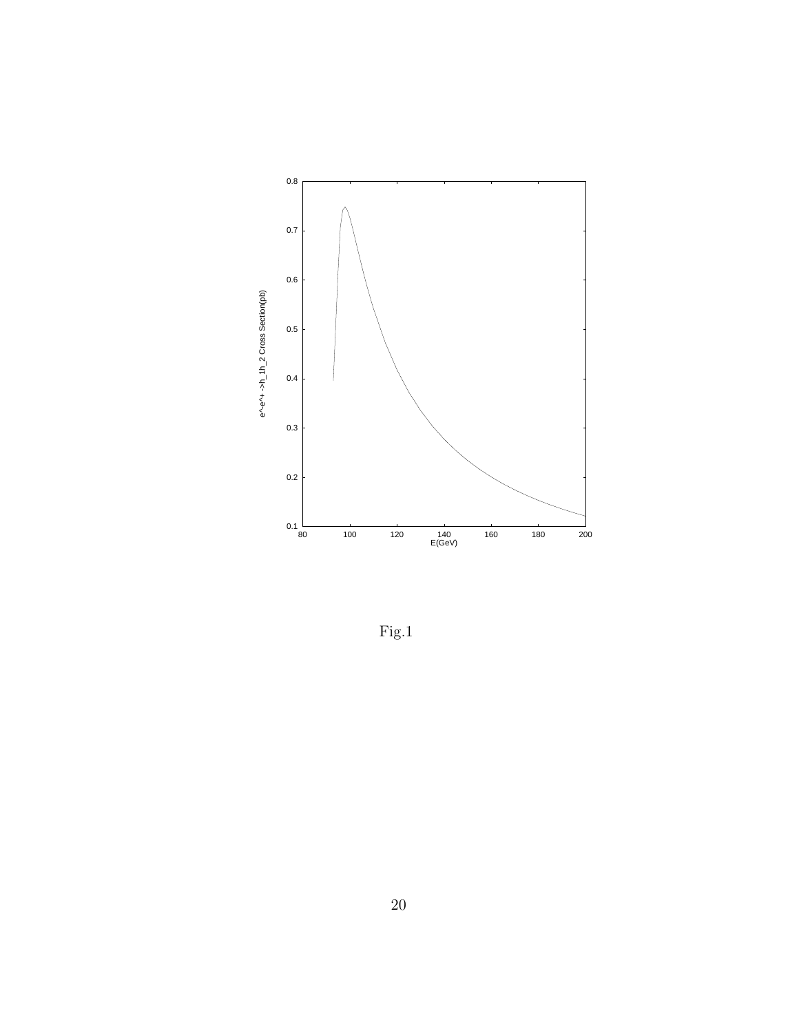Fig.1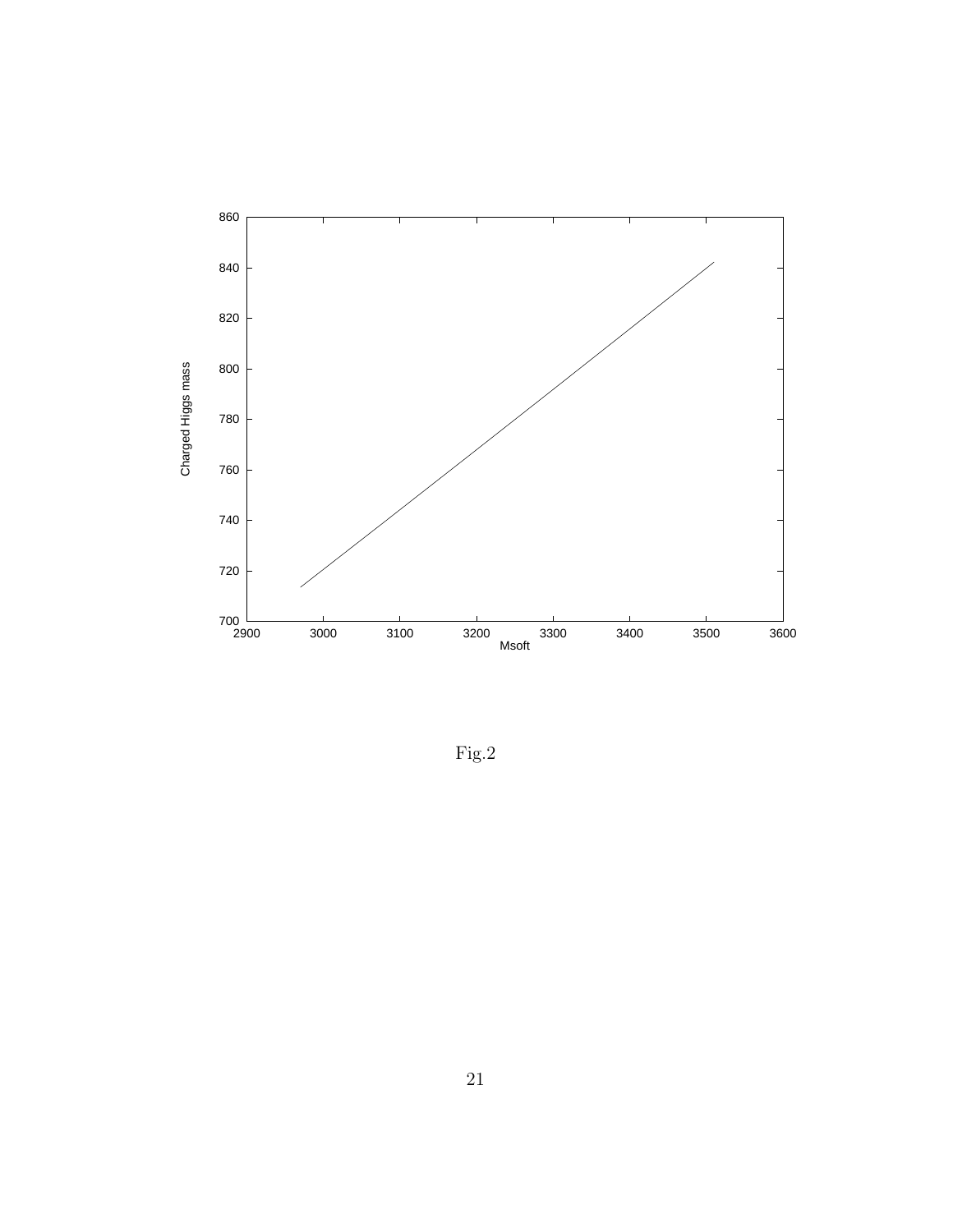Fig.2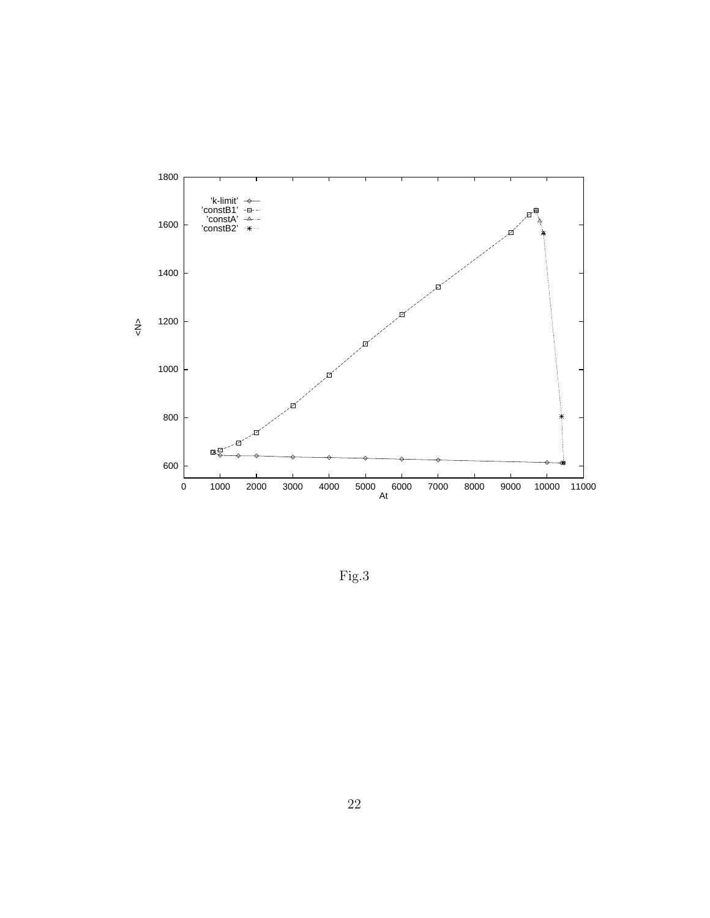Fig.3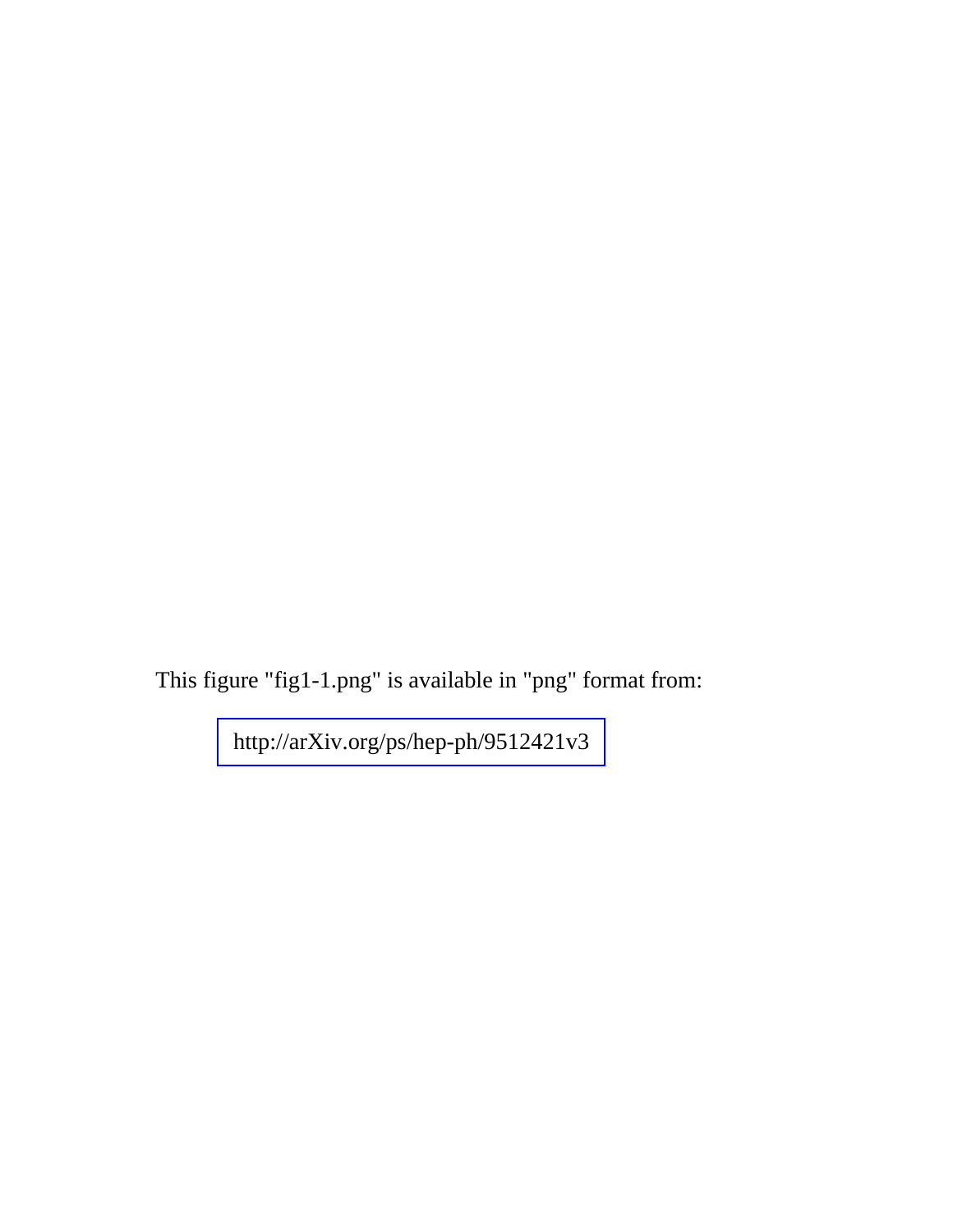This figure "fig1-1.png" is available in "png" format from:

http://arXiv.org/ps/hep-ph/9512421v3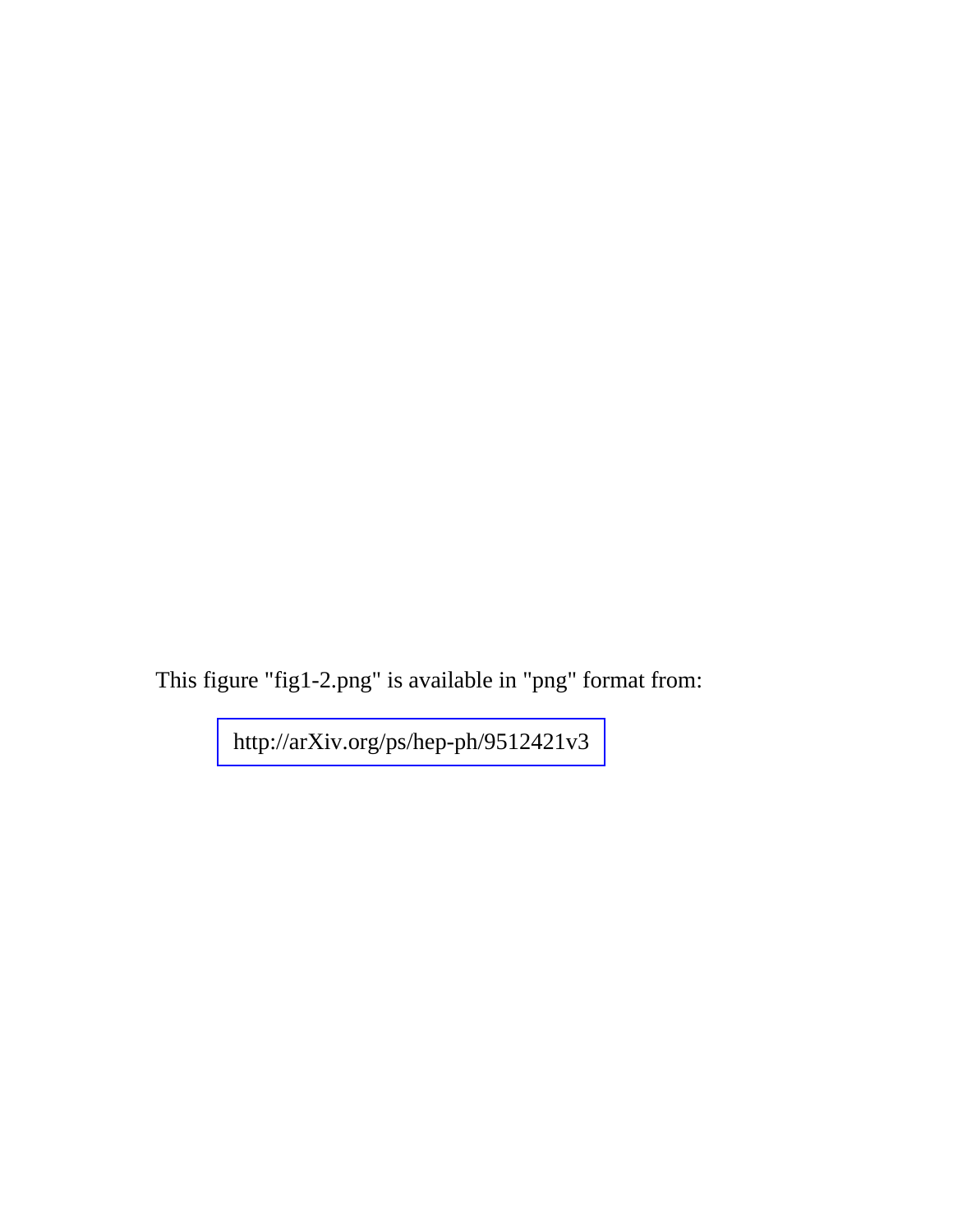This figure "fig1-2.png" is available in "png" format from:

http://arXiv.org/ps/hep-ph/9512421v3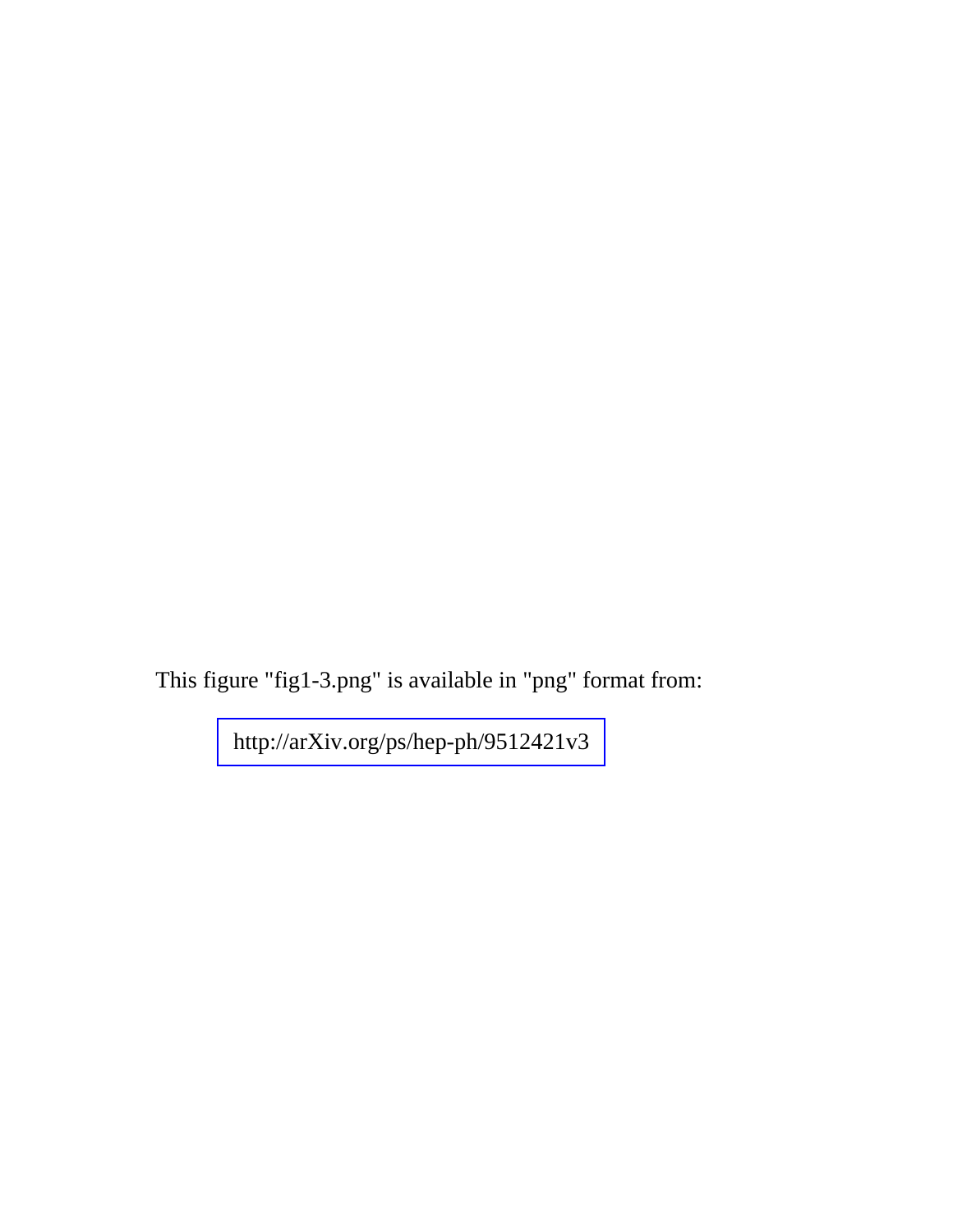This figure "fig1-3.png" is available in "png" format from:

http://arXiv.org/ps/hep-ph/9512421v3